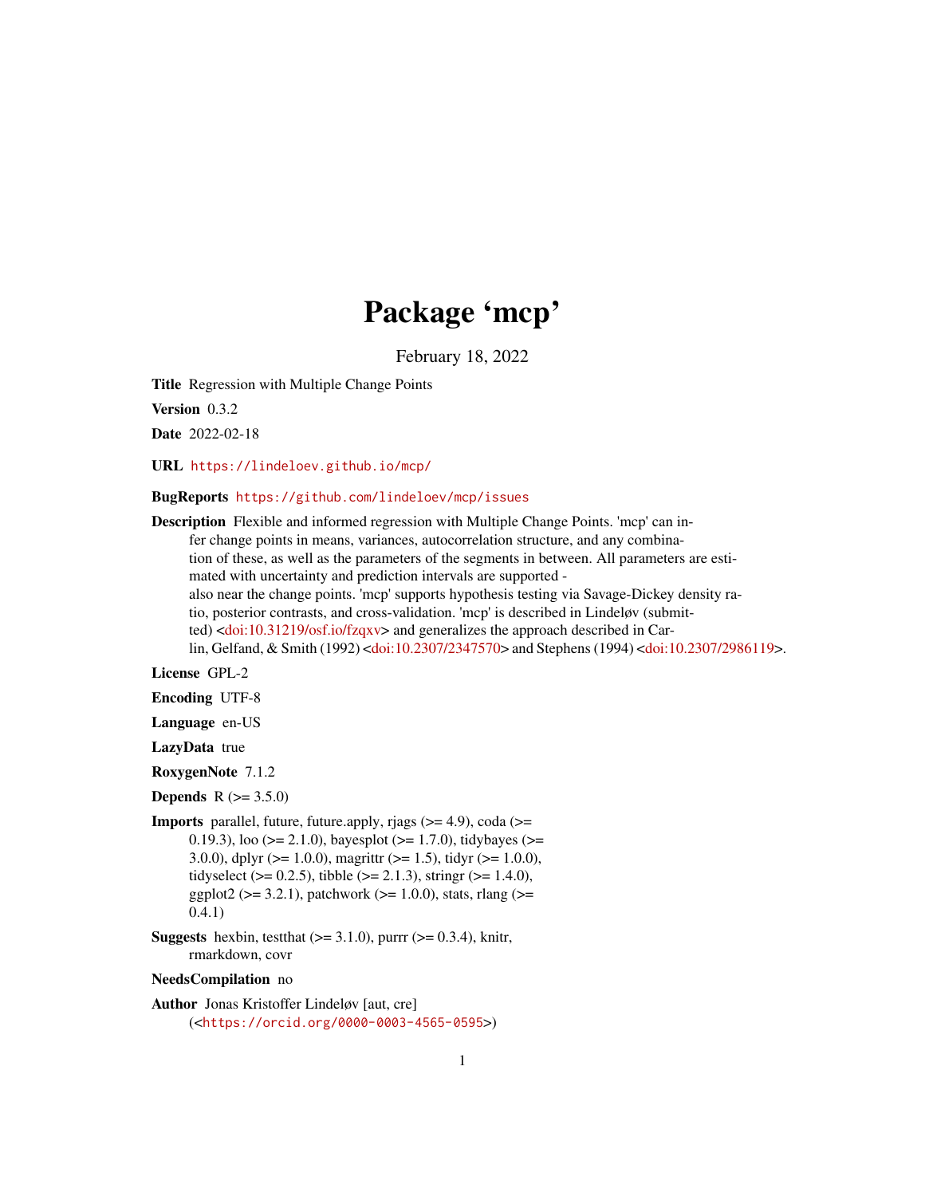# Package 'mcp'

February 18, 2022

**Title** Regression with Multiple Change Points

**Version** 0.3.2

**Date** 2022-02-18

**URL** https://lindeloev.github.io/mcp/

**BugReports** https://github.com/lindeloev/mcp/issues

**Description** Flexible and informed regression with Multiple Change Points. 'mcp' can infer change points in means, variances, autocorrelation structure, and any combination of these, as well as the parameters of the segments in between. All parameters are estimated with uncertainty and prediction intervals are supported - also near the change points. 'mcp' supports hypothesis testing via Savage-Dickey density ratio, posterior contrasts, and cross-validation. 'mcp' is described in Lindeløv (submitted) <doi:10.31219/osf.io/fzqxv> and generalizes the approach described in Carlin, Gelfand, & Smith (1992) <doi:10.2307/2347570> and Stephens (1994) <doi:10.2307/2986119>.

**License** GPL-2

**Encoding** UTF-8

**Language** en-US

**LazyData** true

**RoxygenNote** 7.1.2

**Depends** R (>= 3.5.0)

**Imports** parallel, future, future.apply, rjags (>= 4.9), coda (>= 0.19.3), loo (>= 2.1.0), bayesplot (>= 1.7.0), tidybayes (>= 3.0.0), dplyr (>= 1.0.0), magrittr (>= 1.5), tidyr (>= 1.0.0), tidyselect (>= 0.2.5), tibble (>= 2.1.3), stringr (>= 1.4.0), ggplot2 (>= 3.2.1), patchwork (>= 1.0.0), stats, rlang (>= 0.4.1)

**Suggests** hexbin, testthat (>= 3.1.0), purrr (>= 0.3.4), knitr, rmarkdown, covr

**NeedsCompilation** no

**Author** Jonas Kristoffer Lindeløv [aut, cre] (<https://orcid.org/0000-0003-4565-0595>)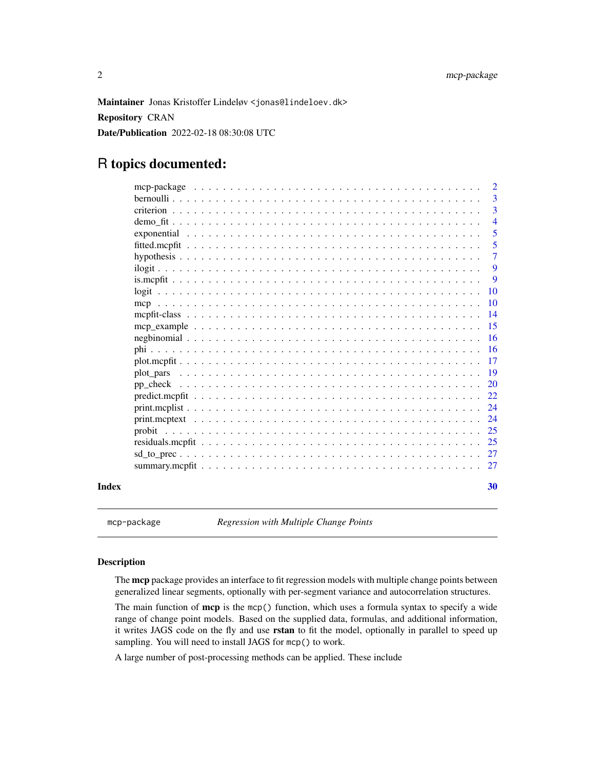**Maintainer** Jonas Kristoffer Lindeløv <jonas@lindeloev.dk>

**Repository** CRAN

**Date/Publication** 2022-02-18 08:30:08 UTC

# R topics documented:

| | |
|---|---|
| mcp-package | 2 |
| bernoulli | 3 |
| criterion | 3 |
| demo_fit | 4 |
| exponential | 5 |
| fitted.mcpfit | 5 |
| hypothesis | 7 |
| ilogit | 9 |
| is.mcpfit | 9 |
| logit | 10 |
| mcp | 10 |
| mcpfit-class | 14 |
| mcp_example | 15 |
| negbinomial | 16 |
| phi | 16 |
| plot.mcpfit | 17 |
| plot_pars | 19 |
| pp_check | 20 |
| predict.mcpfit | 22 |
| print.mcplist | 24 |
| print.mcptext | 24 |
| probit | 25 |
| residuals.mcpfit | 25 |
| sd_to_prec | 27 |
| summary.mcpfit | 27 |

**Index** **30**

---

mcp-package *Regression with Multiple Change Points*

---

## Description

The **mcp** package provides an interface to fit regression models with multiple change points between generalized linear segments, optionally with per-segment variance and autocorrelation structures.

The main function of **mcp** is the `mcp()` function, which uses a formula syntax to specify a wide range of change point models. Based on the supplied data, formulas, and additional information, it writes JAGS code on the fly and use **rstan** to fit the model, optionally in parallel to speed up sampling. You will need to install JAGS for `mcp()` to work.

A large number of post-processing methods can be applied. These include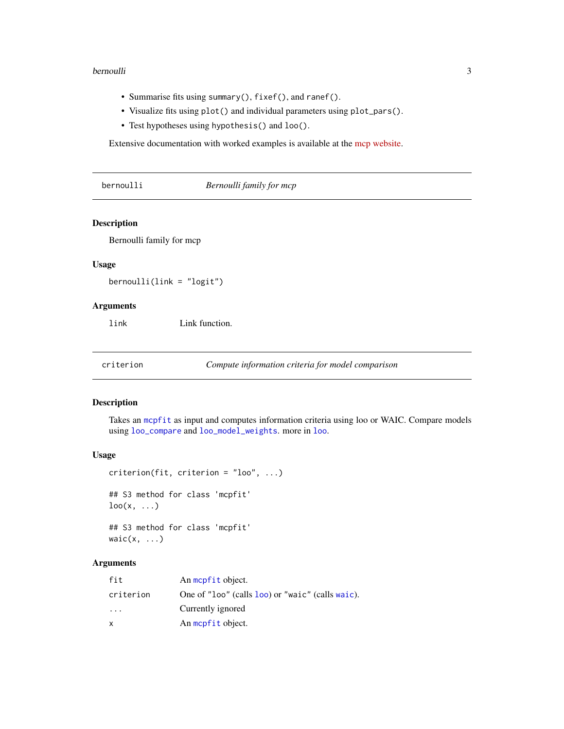- Summarise fits using `summary()`, `fixef()`, and `ranef()`.
- Visualize fits using `plot()` and individual parameters using `plot_pars()`.
- Test hypotheses using `hypothesis()` and `loo()`.

Extensive documentation with worked examples is available at the mcp website.

---

`bernoulli` *Bernoulli family for mcp*

---

### Description

Bernoulli family for mcp

### Usage

```
bernoulli(link = "logit")
```

### Arguments

| | |
|---|---|
| `link` | Link function. |

---

`criterion` *Compute information criteria for model comparison*

---

### Description

Takes an `mcpfit` as input and computes information criteria using loo or WAIC. Compare models using `loo_compare` and `loo_model_weights`. more in `loo`.

### Usage

```
criterion(fit, criterion = "loo", ...)

## S3 method for class 'mcpfit'
loo(x, ...)

## S3 method for class 'mcpfit'
waic(x, ...)
```

### Arguments

| | |
|---|---|
| `fit` | An `mcpfit` object. |
| `criterion` | One of `"loo"` (calls `loo`) or `"waic"` (calls `waic`). |
| `...` | Currently ignored |
| `x` | An `mcpfit` object. |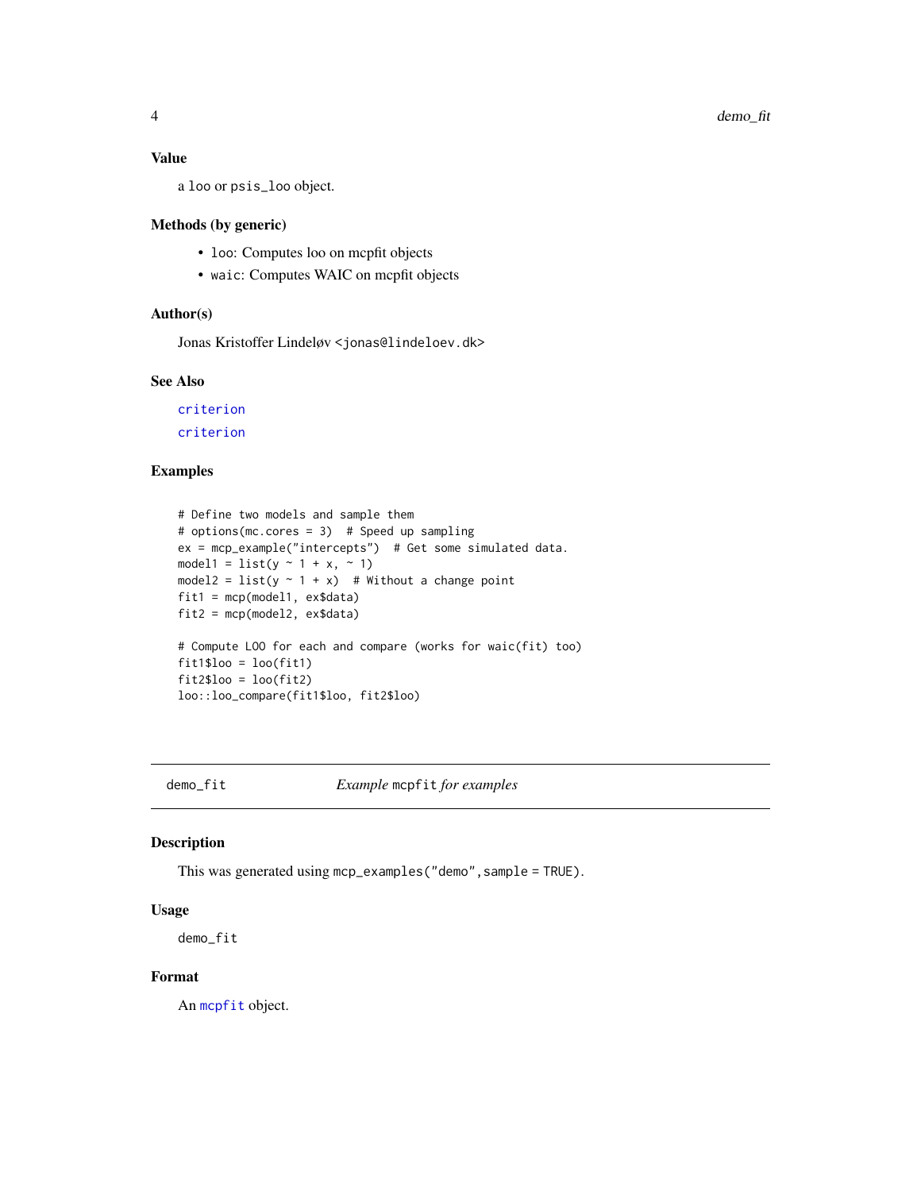### Value

a `loo` or `psis_loo` object.

### Methods (by generic)

- `loo`: Computes loo on mcpfit objects
- `waic`: Computes WAIC on mcpfit objects

### Author(s)

Jonas Kristoffer Lindeløv <jonas@lindeloev.dk>

### See Also

`criterion`

`criterion`

### Examples

```
# Define two models and sample them
# options(mc.cores = 3)  # Speed up sampling
ex = mcp_example("intercepts")  # Get some simulated data.
model1 = list(y ~ 1 + x, ~ 1)
model2 = list(y ~ 1 + x)  # Without a change point
fit1 = mcp(model1, ex$data)
fit2 = mcp(model2, ex$data)

# Compute LOO for each and compare (works for waic(fit) too)
fit1$loo = loo(fit1)
fit2$loo = loo(fit2)
loo::loo_compare(fit1$loo, fit2$loo)
```

---

## demo_fit — *Example* `mcpfit` *for examples*

### Description

This was generated using `mcp_examples("demo",sample = TRUE)`.

### Usage

```
demo_fit
```

### Format

An `mcpfit` object.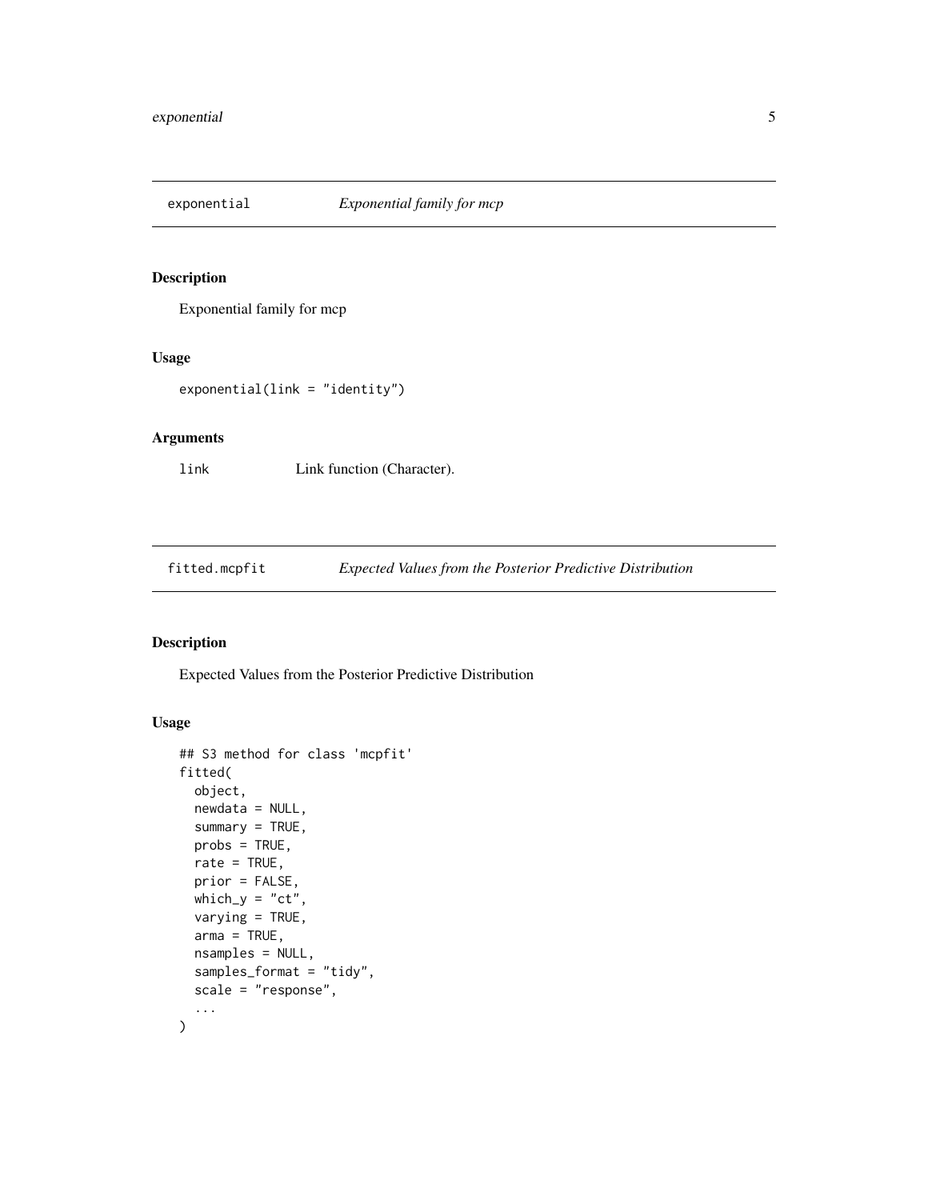## exponential — *Exponential family for mcp*

### Description

Exponential family for mcp

### Usage

```
exponential(link = "identity")
```

### Arguments

| | |
|---|---|
| link | Link function (Character). |

## fitted.mcpfit — *Expected Values from the Posterior Predictive Distribution*

### Description

Expected Values from the Posterior Predictive Distribution

### Usage

```
## S3 method for class 'mcpfit'
fitted(
  object,
  newdata = NULL,
  summary = TRUE,
  probs = TRUE,
  rate = TRUE,
  prior = FALSE,
  which_y = "ct",
  varying = TRUE,
  arma = TRUE,
  nsamples = NULL,
  samples_format = "tidy",
  scale = "response",
  ...
)
```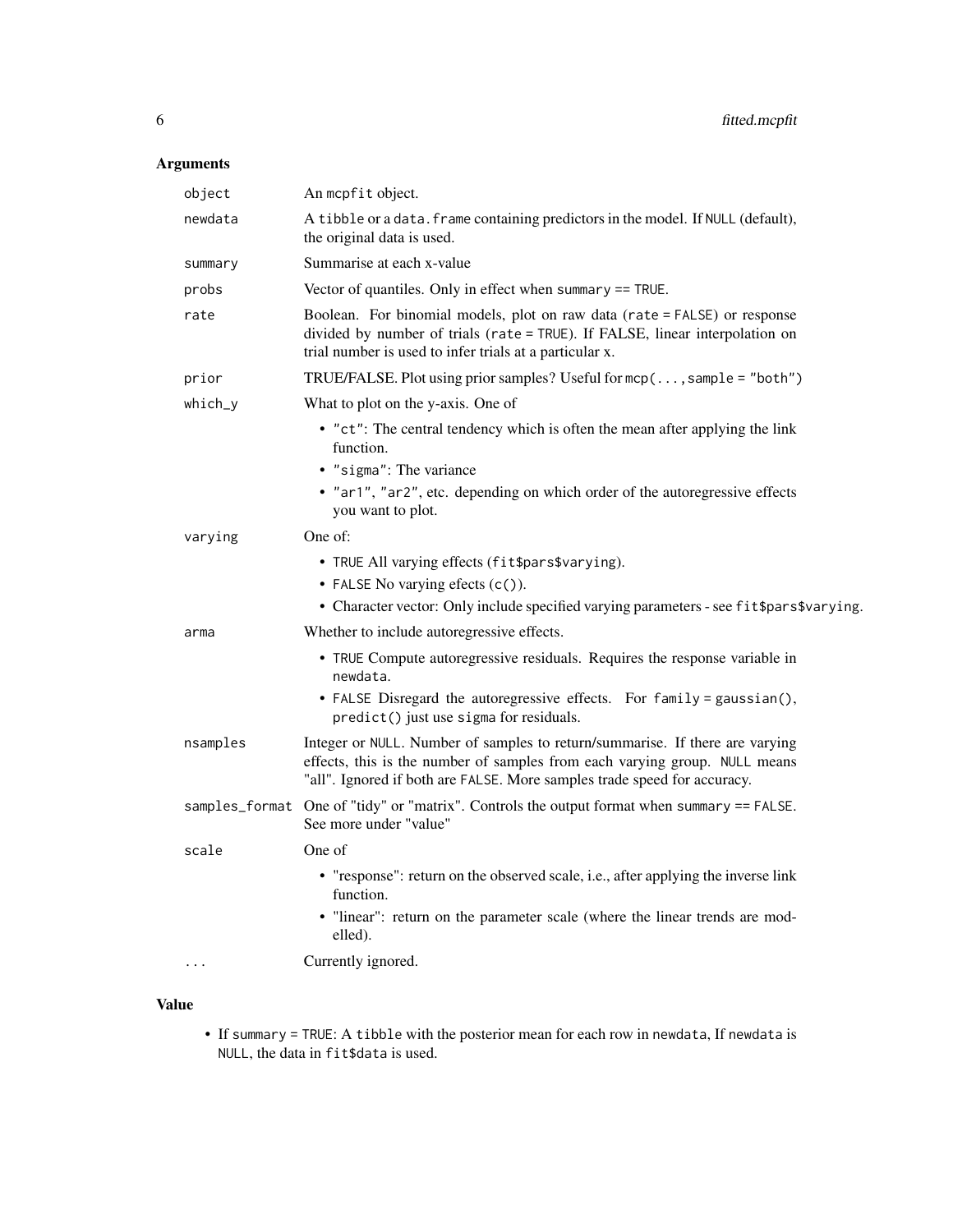## Arguments

| Argument | Description |
| --- | --- |
| `object` | An `mcpfit` object. |
| `newdata` | A `tibble` or a `data.frame` containing predictors in the model. If `NULL` (default), the original data is used. |
| `summary` | Summarise at each x-value |
| `probs` | Vector of quantiles. Only in effect when `summary == TRUE`. |
| `rate` | Boolean. For binomial models, plot on raw data (`rate = FALSE`) or response divided by number of trials (`rate = TRUE`). If FALSE, linear interpolation on trial number is used to infer trials at a particular x. |
| `prior` | TRUE/FALSE. Plot using prior samples? Useful for `mcp(..., sample = "both")` |
| `which_y` | What to plot on the y-axis. One of<br>• `"ct"`: The central tendency which is often the mean after applying the link function.<br>• `"sigma"`: The variance<br>• `"ar1"`, `"ar2"`, etc. depending on which order of the autoregressive effects you want to plot. |
| `varying` | One of:<br>• `TRUE` All varying effects (`fit$pars$varying`).<br>• `FALSE` No varying efects (`c()`).<br>• Character vector: Only include specified varying parameters - see `fit$pars$varying`. |
| `arma` | Whether to include autoregressive effects.<br>• `TRUE` Compute autoregressive residuals. Requires the response variable in `newdata`.<br>• `FALSE` Disregard the autoregressive effects. For `family = gaussian()`, `predict()` just use `sigma` for residuals. |
| `nsamples` | Integer or `NULL`. Number of samples to return/summarise. If there are varying effects, this is the number of samples from each varying group. `NULL` means "all". Ignored if both are `FALSE`. More samples trade speed for accuracy. |
| `samples_format` | One of "tidy" or "matrix". Controls the output format when `summary == FALSE`. See more under "value" |
| `scale` | One of<br>• "response": return on the observed scale, i.e., after applying the inverse link function.<br>• "linear": return on the parameter scale (where the linear trends are modelled). |
| `...` | Currently ignored. |

## Value

- If `summary = TRUE`: A `tibble` with the posterior mean for each row in `newdata`, If `newdata` is `NULL`, the data in `fit$data` is used.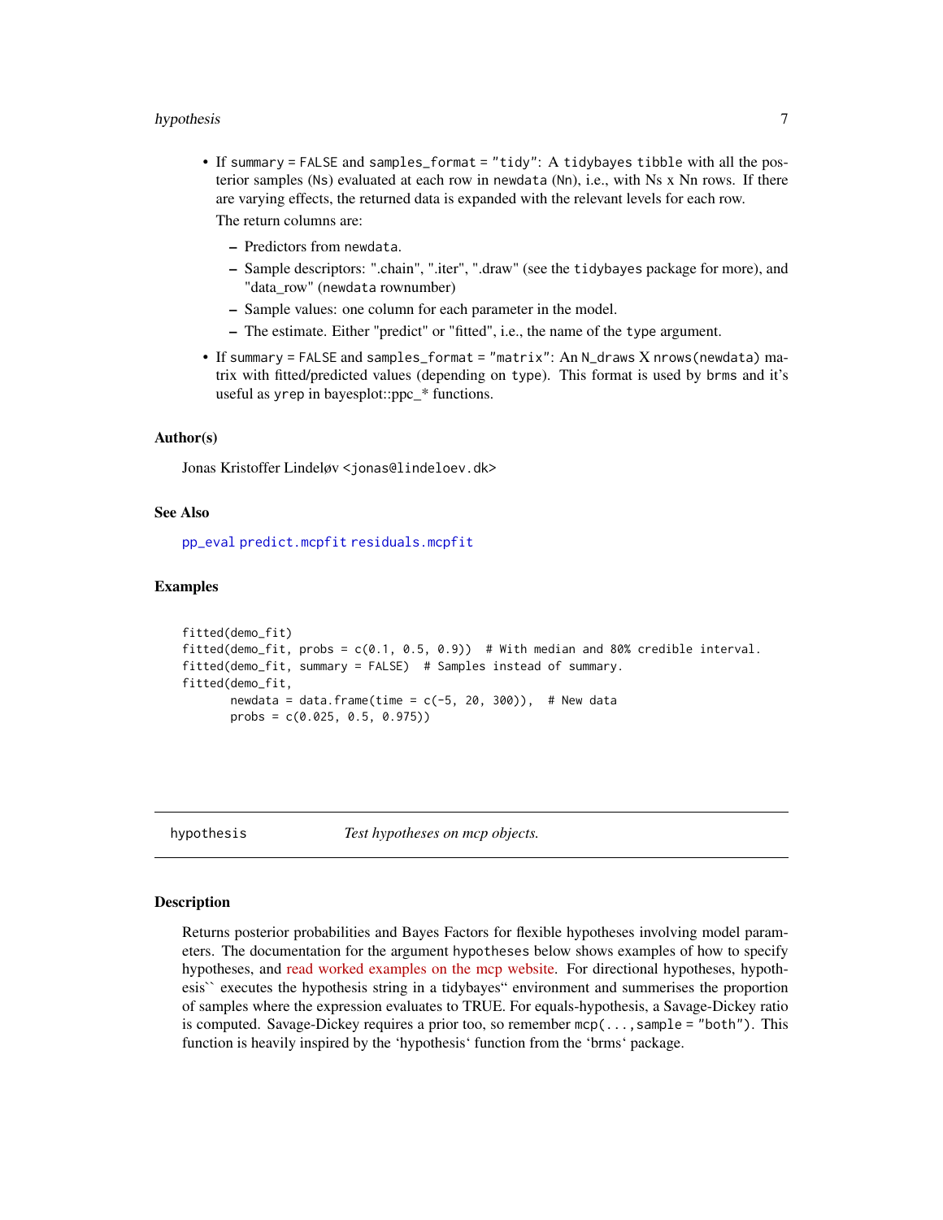- If `summary = FALSE` and `samples_format = "tidy"`: A `tidybayes` `tibble` with all the posterior samples (`Ns`) evaluated at each row in `newdata` (`Nn`), i.e., with Ns x Nn rows. If there are varying effects, the returned data is expanded with the relevant levels for each row.

  The return columns are:

  - Predictors from `newdata`.
  - Sample descriptors: ".chain", ".iter", ".draw" (see the `tidybayes` package for more), and "data_row" (`newdata` rownumber)
  - Sample values: one column for each parameter in the model.
  - The estimate. Either "predict" or "fitted", i.e., the name of the `type` argument.
- If `summary = FALSE` and `samples_format = "matrix"`: An `N_draws` X `nrows(newdata)` matrix with fitted/predicted values (depending on `type`). This format is used by `brms` and it's useful as `yrep` in bayesplot::ppc_* functions.

### Author(s)

Jonas Kristoffer Lindeløv <jonas@lindeloev.dk>

### See Also

`pp_eval` `predict.mcpfit` `residuals.mcpfit`

### Examples

```
fitted(demo_fit)
fitted(demo_fit, probs = c(0.1, 0.5, 0.9))  # With median and 80% credible interval.
fitted(demo_fit, summary = FALSE)  # Samples instead of summary.
fitted(demo_fit,
       newdata = data.frame(time = c(-5, 20, 300)),  # New data
       probs = c(0.025, 0.5, 0.975))
```

---

## hypothesis — *Test hypotheses on mcp objects.*

### Description

Returns posterior probabilities and Bayes Factors for flexible hypotheses involving model parameters. The documentation for the argument `hypotheses` below shows examples of how to specify hypotheses, and read worked examples on the mcp website. For directional hypotheses, hypothesis`` executes the hypothesis string in a tidybayes" environment and summerises the proportion of samples where the expression evaluates to TRUE. For equals-hypothesis, a Savage-Dickey ratio is computed. Savage-Dickey requires a prior too, so remember `mcp(...,sample = "both")`. This function is heavily inspired by the 'hypothesis' function from the 'brms' package.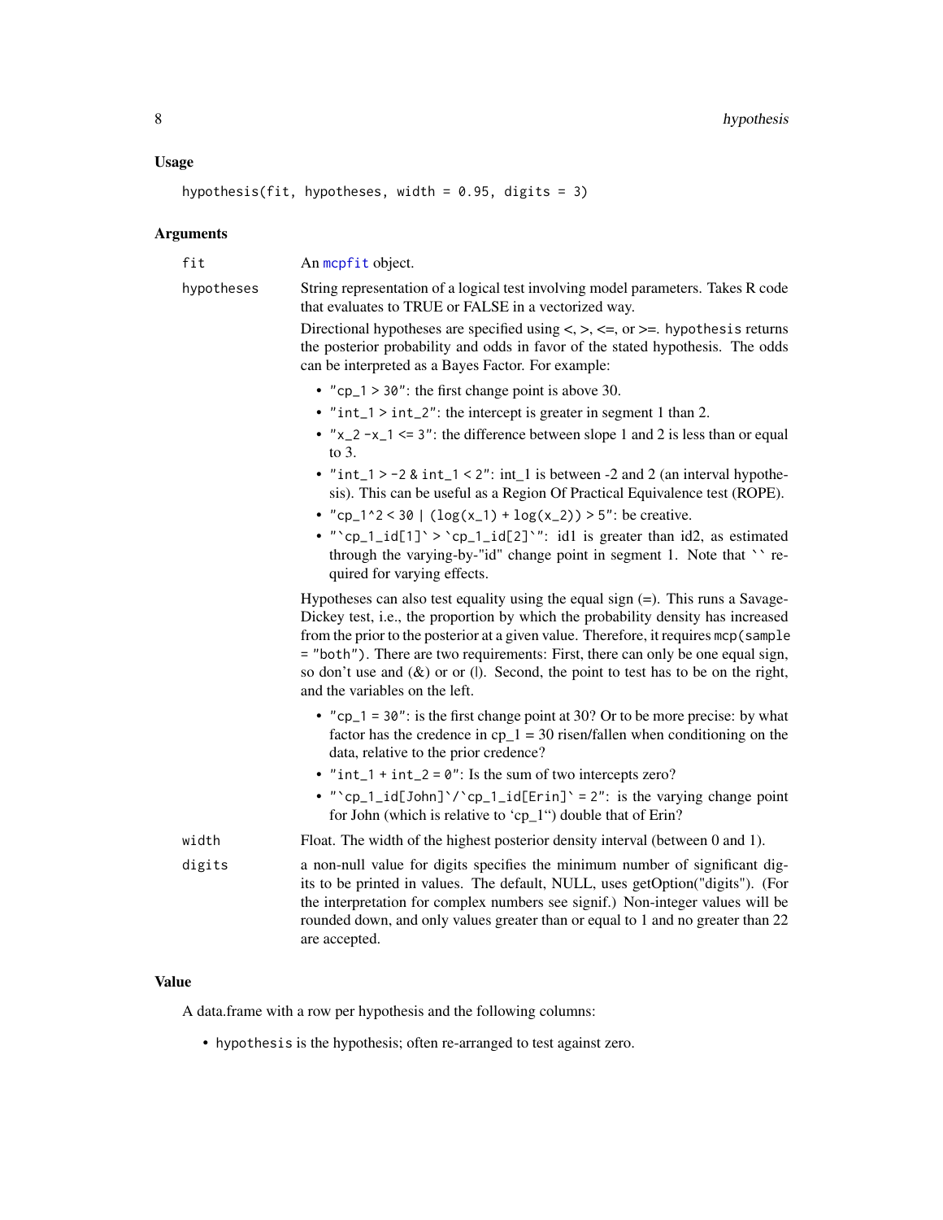### Usage

```
hypothesis(fit, hypotheses, width = 0.95, digits = 3)
```

### Arguments

**fit** — An `mcpfit` object.

**hypotheses** — String representation of a logical test involving model parameters. Takes R code that evaluates to TRUE or FALSE in a vectorized way.

Directional hypotheses are specified using <, >, <=, or >=. `hypothesis` returns the posterior probability and odds in favor of the stated hypothesis. The odds can be interpreted as a Bayes Factor. For example:

- `"cp_1 > 30"`: the first change point is above 30.
- `"int_1 > int_2"`: the intercept is greater in segment 1 than 2.
- `"x_2 -x_1 <= 3"`: the difference between slope 1 and 2 is less than or equal to 3.
- `"int_1 > -2 & int_1 < 2"`: int_1 is between -2 and 2 (an interval hypothesis). This can be useful as a Region Of Practical Equivalence test (ROPE).
- `"cp_1^2 < 30 | (log(x_1) + log(x_2)) > 5"`: be creative.
- ``"`cp_1_id[1]` > `cp_1_id[2]`"``: id1 is greater than id2, as estimated through the varying-by-"id" change point in segment 1. Note that `` re-quired for varying effects.

Hypotheses can also test equality using the equal sign (=). This runs a Savage-Dickey test, i.e., the proportion by which the probability density has increased from the prior to the posterior at a given value. Therefore, it requires `mcp(sample = "both")`. There are two requirements: First, there can only be one equal sign, so don't use and (&) or or (|). Second, the point to test has to be on the right, and the variables on the left.

- `"cp_1 = 30"`: is the first change point at 30? Or to be more precise: by what factor has the credence in cp_1 = 30 risen/fallen when conditioning on the data, relative to the prior credence?
- `"int_1 + int_2 = 0"`: Is the sum of two intercepts zero?
- ``"`cp_1_id[John]`/`cp_1_id[Erin]` = 2"``: is the varying change point for John (which is relative to 'cp_1") double that of Erin?

**width** — Float. The width of the highest posterior density interval (between 0 and 1).

**digits** — a non-null value for digits specifies the minimum number of significant digits to be printed in values. The default, NULL, uses getOption("digits"). (For the interpretation for complex numbers see signif.) Non-integer values will be rounded down, and only values greater than or equal to 1 and no greater than 22 are accepted.

### Value

A data.frame with a row per hypothesis and the following columns:

- `hypothesis` is the hypothesis; often re-arranged to test against zero.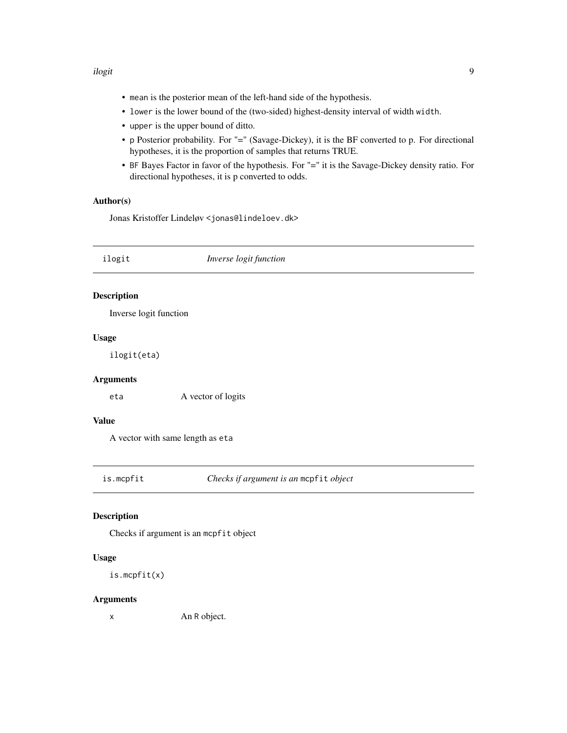- `mean` is the posterior mean of the left-hand side of the hypothesis.
- `lower` is the lower bound of the (two-sided) highest-density interval of width `width`.
- `upper` is the upper bound of ditto.
- `p` Posterior probability. For "=" (Savage-Dickey), it is the BF converted to p. For directional hypotheses, it is the proportion of samples that returns TRUE.
- `BF` Bayes Factor in favor of the hypothesis. For "=" it is the Savage-Dickey density ratio. For directional hypotheses, it is p converted to odds.

### Author(s)

Jonas Kristoffer Lindeløv <jonas@lindeloev.dk>

---

## `ilogit` *Inverse logit function*

### Description

Inverse logit function

### Usage

```
ilogit(eta)
```

### Arguments

| | |
|---|---|
| `eta` | A vector of logits |

### Value

A vector with same length as `eta`

---

## `is.mcpfit` *Checks if argument is an* `mcpfit` *object*

### Description

Checks if argument is an `mcpfit` object

### Usage

```
is.mcpfit(x)
```

### Arguments

| | |
|---|---|
| `x` | An R object. |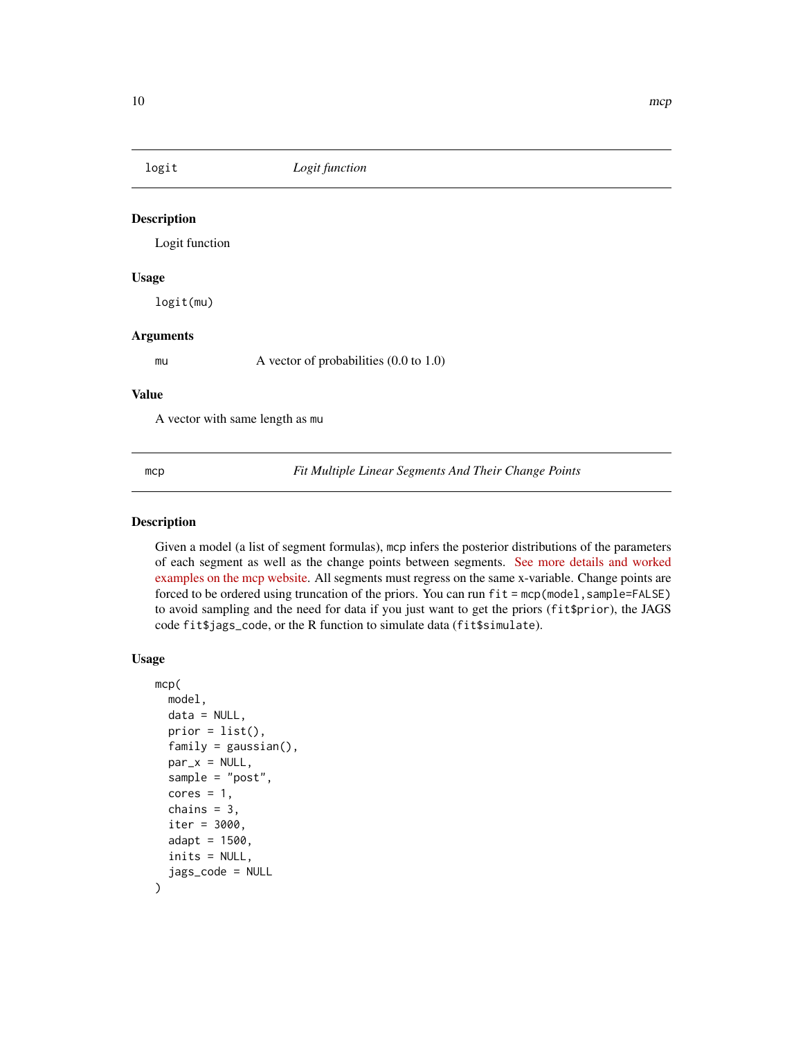## logit — *Logit function*

### Description

Logit function

### Usage

```
logit(mu)
```

### Arguments

| | |
|---|---|
| mu | A vector of probabilities (0.0 to 1.0) |

### Value

A vector with same length as mu

## mcp — *Fit Multiple Linear Segments And Their Change Points*

### Description

Given a model (a list of segment formulas), mcp infers the posterior distributions of the parameters of each segment as well as the change points between segments. See more details and worked examples on the mcp website. All segments must regress on the same x-variable. Change points are forced to be ordered using truncation of the priors. You can run `fit = mcp(model,sample=FALSE)` to avoid sampling and the need for data if you just want to get the priors (`fit$prior`), the JAGS code `fit$jags_code`, or the R function to simulate data (`fit$simulate`).

### Usage

```
mcp(
  model,
  data = NULL,
  prior = list(),
  family = gaussian(),
  par_x = NULL,
  sample = "post",
  cores = 1,
  chains = 3,
  iter = 3000,
  adapt = 1500,
  inits = NULL,
  jags_code = NULL
)
```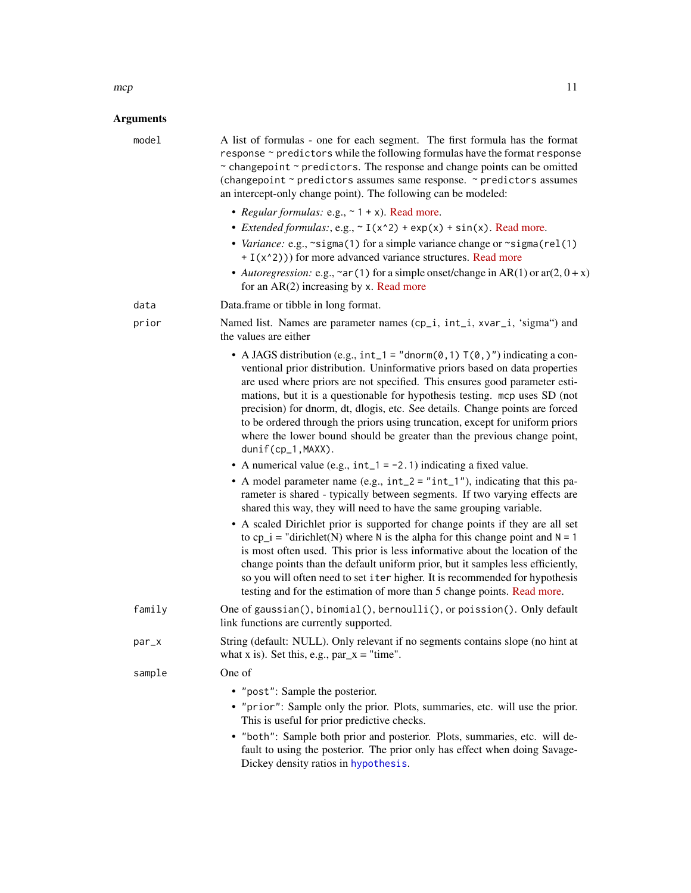## Arguments

**model**

A list of formulas - one for each segment. The first formula has the format `response ~ predictors` while the following formulas have the format `response ~ changepoint ~ predictors`. The response and change points can be omitted (`changepoint ~ predictors` assumes same response. `~ predictors` assumes an intercept-only change point). The following can be modeled:

- *Regular formulas:* e.g., `~ 1 + x`). Read more.
- *Extended formulas:*, e.g., `~ I(x^2) + exp(x) + sin(x)`. Read more.
- *Variance:* e.g., `~sigma(1)` for a simple variance change or `~sigma(rel(1) + I(x^2)))` for more advanced variance structures. Read more
- *Autoregression:* e.g., `~ar(1)` for a simple onset/change in AR(1) or ar(2, 0 + x) for an AR(2) increasing by `x`. Read more

**data**

Data.frame or tibble in long format.

**prior**

Named list. Names are parameter names (cp_i, int_i, xvar_i, 'sigma") and the values are either

- A JAGS distribution (e.g., `int_1 = "dnorm(0,1) T(0,)"`) indicating a conventional prior distribution. Uninformative priors based on data properties are used where priors are not specified. This ensures good parameter estimations, but it is a questionable for hypothesis testing. `mcp` uses SD (not precision) for dnorm, dt, dlogis, etc. See details. Change points are forced to be ordered through the priors using truncation, except for uniform priors where the lower bound should be greater than the previous change point, `dunif(cp_1,MAXX)`.
- A numerical value (e.g., `int_1 = -2.1`) indicating a fixed value.
- A model parameter name (e.g., `int_2 = "int_1"`), indicating that this parameter is shared - typically between segments. If two varying effects are shared this way, they will need to have the same grouping variable.
- A scaled Dirichlet prior is supported for change points if they are all set to cp_i = "dirichlet(N) where `N` is the alpha for this change point and `N = 1` is most often used. This prior is less informative about the location of the change points than the default uniform prior, but it samples less efficiently, so you will often need to set `iter` higher. It is recommended for hypothesis testing and for the estimation of more than 5 change points. Read more.

**family**

One of `gaussian()`, `binomial()`, `bernoulli()`, or `poission()`. Only default link functions are currently supported.

**par_x**

String (default: NULL). Only relevant if no segments contains slope (no hint at what x is). Set this, e.g., par_x = "time".

**sample**

One of

- `"post"`: Sample the posterior.
- `"prior"`: Sample only the prior. Plots, summaries, etc. will use the prior. This is useful for prior predictive checks.
- `"both"`: Sample both prior and posterior. Plots, summaries, etc. will default to using the posterior. The prior only has effect when doing Savage-Dickey density ratios in `hypothesis`.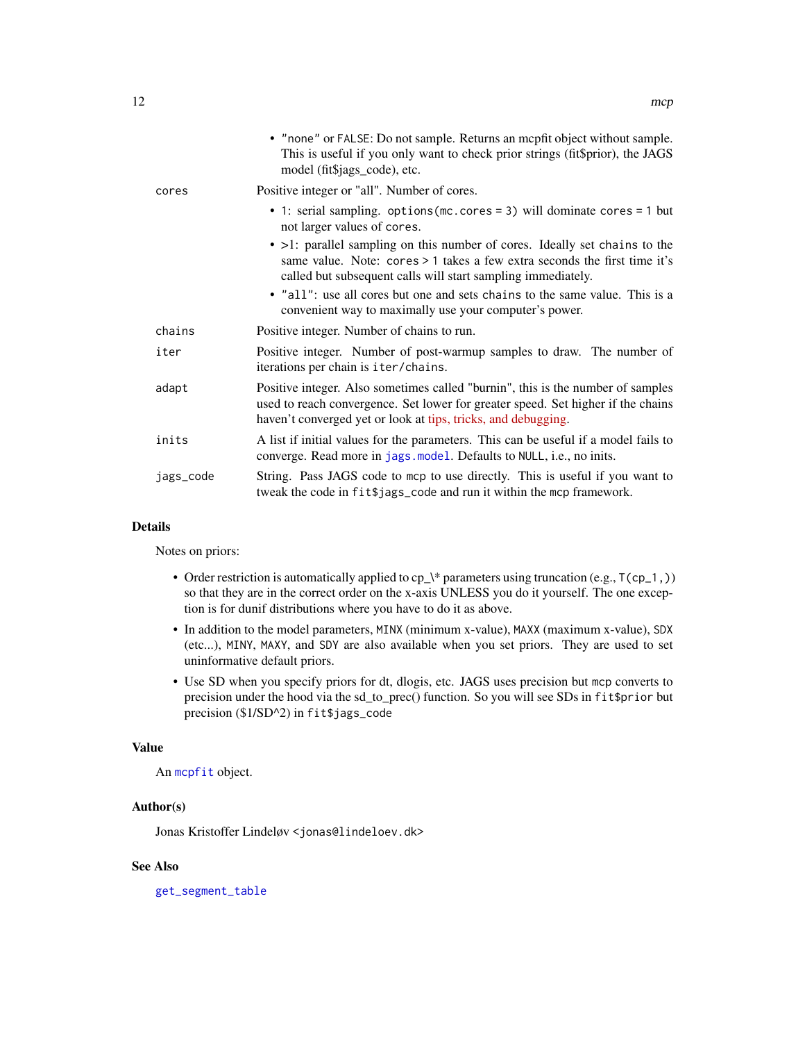- `"none"` or `FALSE`: Do not sample. Returns an mcpfit object without sample. This is useful if you only want to check prior strings (fit$prior), the JAGS model (fit$jags_code), etc.

| | |
|---|---|
| `cores` | Positive integer or "all". Number of cores.<br>• `1`: serial sampling. `options(mc.cores = 3)` will dominate `cores = 1` but not larger values of `cores`.<br>• >1: parallel sampling on this number of cores. Ideally set `chains` to the same value. Note: `cores > 1` takes a few extra seconds the first time it's called but subsequent calls will start sampling immediately.<br>• `"all"`: use all cores but one and sets `chains` to the same value. This is a convenient way to maximally use your computer's power. |
| `chains` | Positive integer. Number of chains to run. |
| `iter` | Positive integer. Number of post-warmup samples to draw. The number of iterations per chain is `iter/chains`. |
| `adapt` | Positive integer. Also sometimes called "burnin", this is the number of samples used to reach convergence. Set lower for greater speed. Set higher if the chains haven't converged yet or look at tips, tricks, and debugging. |
| `inits` | A list if initial values for the parameters. This can be useful if a model fails to converge. Read more in `jags.model`. Defaults to `NULL`, i.e., no inits. |
| `jags_code` | String. Pass JAGS code to `mcp` to use directly. This is useful if you want to tweak the code in `fit$jags_code` and run it within the `mcp` framework. |

## Details

Notes on priors:

- Order restriction is automatically applied to cp_\* parameters using truncation (e.g., `T(cp_1,)`) so that they are in the correct order on the x-axis UNLESS you do it yourself. The one exception is for dunif distributions where you have to do it as above.
- In addition to the model parameters, `MINX` (minimum x-value), `MAXX` (maximum x-value), `SDX` (etc...), `MINY`, `MAXY`, and `SDY` are also available when you set priors. They are used to set uninformative default priors.
- Use SD when you specify priors for dt, dlogis, etc. JAGS uses precision but `mcp` converts to precision under the hood via the sd_to_prec() function. So you will see SDs in `fit$prior` but precision ($1/SD^2) in `fit$jags_code`

## Value

An `mcpfit` object.

## Author(s)

Jonas Kristoffer Lindeløv <jonas@lindeloev.dk>

## See Also

`get_segment_table`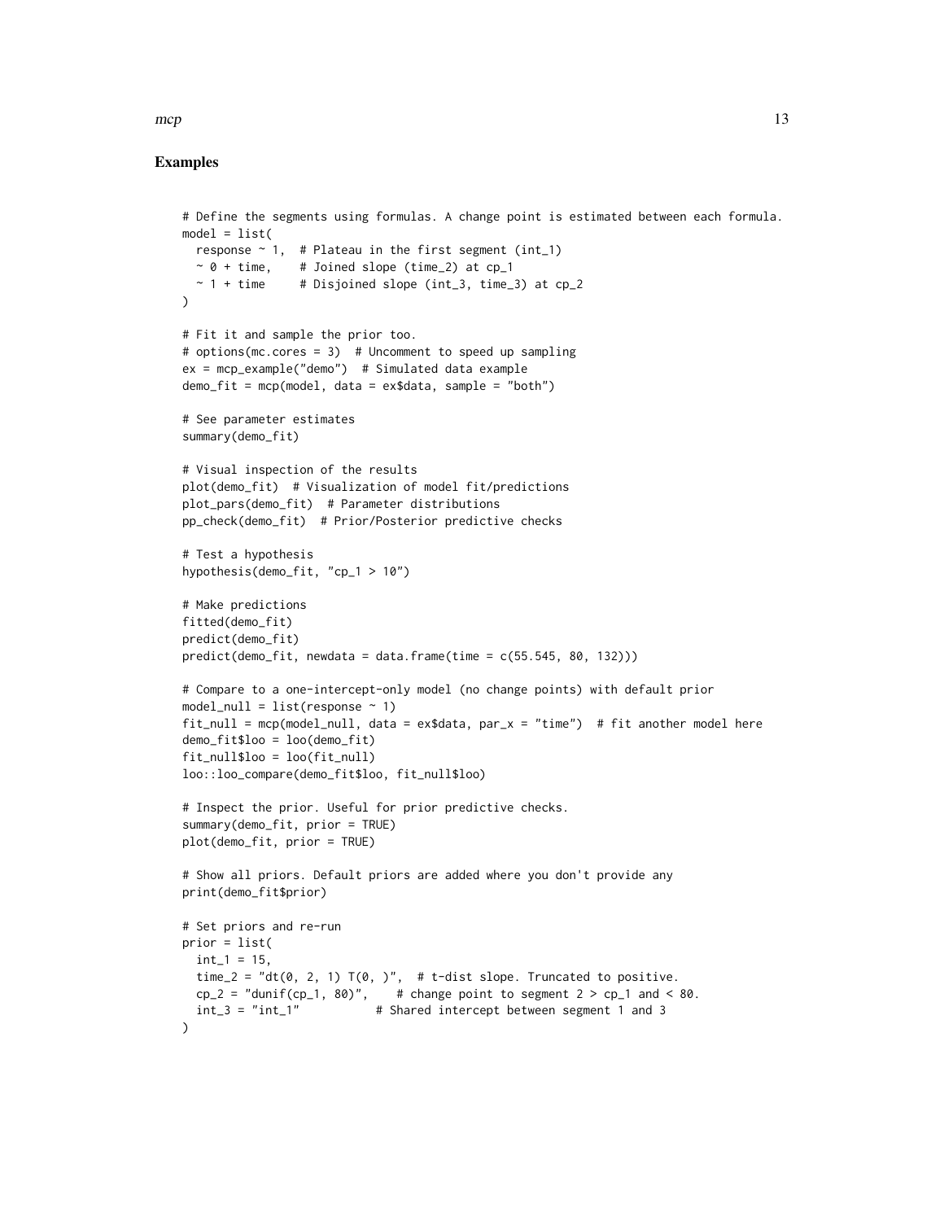## Examples

```
# Define the segments using formulas. A change point is estimated between each formula.
model = list(
  response ~ 1,  # Plateau in the first segment (int_1)
  ~ 0 + time,    # Joined slope (time_2) at cp_1
  ~ 1 + time     # Disjoined slope (int_3, time_3) at cp_2
)

# Fit it and sample the prior too.
# options(mc.cores = 3)  # Uncomment to speed up sampling
ex = mcp_example("demo")  # Simulated data example
demo_fit = mcp(model, data = ex$data, sample = "both")

# See parameter estimates
summary(demo_fit)

# Visual inspection of the results
plot(demo_fit)  # Visualization of model fit/predictions
plot_pars(demo_fit)  # Parameter distributions
pp_check(demo_fit)  # Prior/Posterior predictive checks

# Test a hypothesis
hypothesis(demo_fit, "cp_1 > 10")

# Make predictions
fitted(demo_fit)
predict(demo_fit)
predict(demo_fit, newdata = data.frame(time = c(55.545, 80, 132)))

# Compare to a one-intercept-only model (no change points) with default prior
model_null = list(response ~ 1)
fit_null = mcp(model_null, data = ex$data, par_x = "time")  # fit another model here
demo_fit$loo = loo(demo_fit)
fit_null$loo = loo(fit_null)
loo::loo_compare(demo_fit$loo, fit_null$loo)

# Inspect the prior. Useful for prior predictive checks.
summary(demo_fit, prior = TRUE)
plot(demo_fit, prior = TRUE)

# Show all priors. Default priors are added where you don't provide any
print(demo_fit$prior)

# Set priors and re-run
prior = list(
  int_1 = 15,
  time_2 = "dt(0, 2, 1) T(0, )",  # t-dist slope. Truncated to positive.
  cp_2 = "dunif(cp_1, 80)",    # change point to segment 2 > cp_1 and < 80.
  int_3 = "int_1"           # Shared intercept between segment 1 and 3
)
```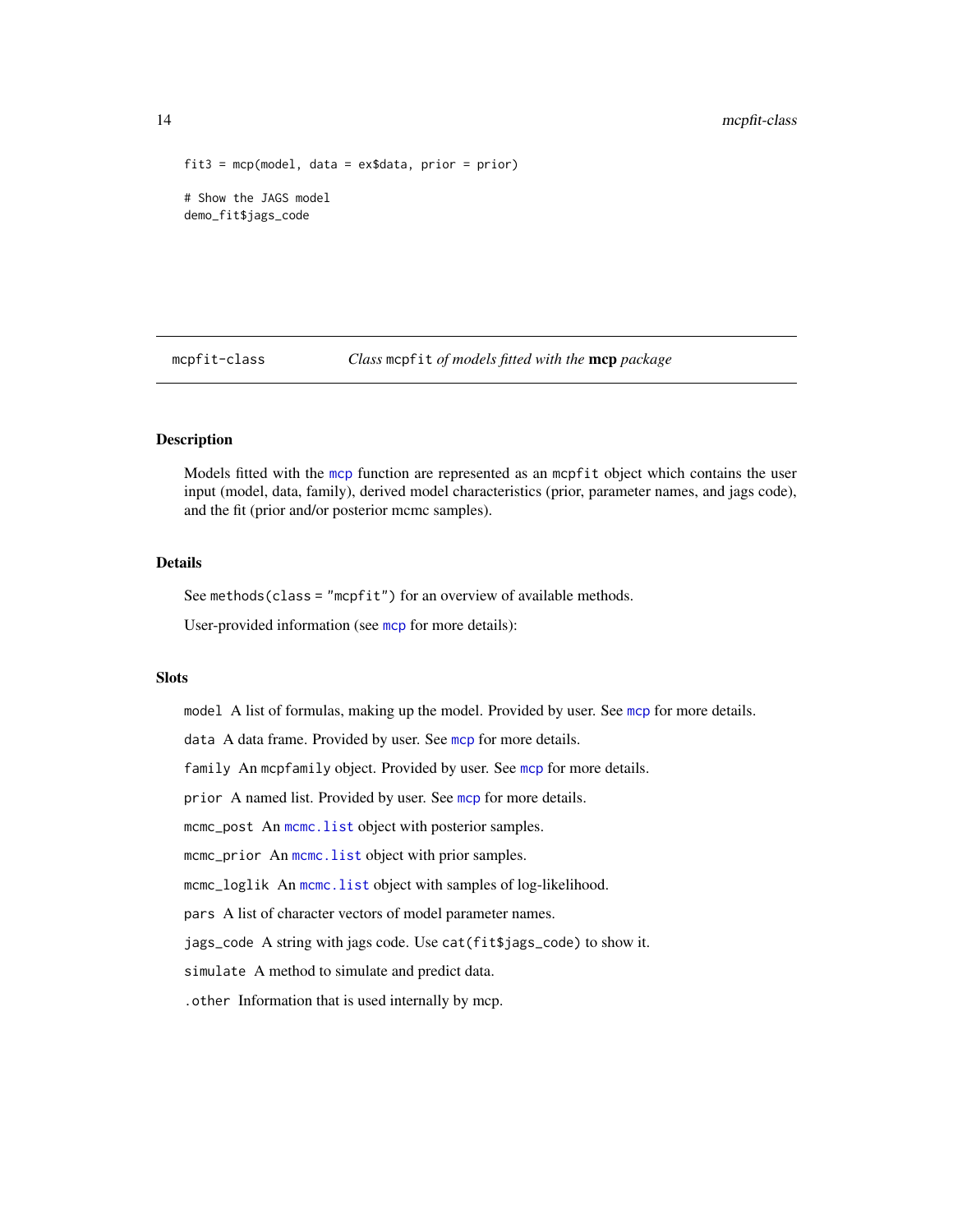```
fit3 = mcp(model, data = ex$data, prior = prior)

# Show the JAGS model
demo_fit$jags_code
```

## mcpfit-class    *Class `mcpfit` of models fitted with the **mcp** package*

### Description

Models fitted with the `mcp` function are represented as an `mcpfit` object which contains the user input (model, data, family), derived model characteristics (prior, parameter names, and jags code), and the fit (prior and/or posterior mcmc samples).

### Details

See `methods(class = "mcpfit")` for an overview of available methods.

User-provided information (see `mcp` for more details):

### Slots

`model` A list of formulas, making up the model. Provided by user. See `mcp` for more details.

`data` A data frame. Provided by user. See `mcp` for more details.

`family` An `mcpfamily` object. Provided by user. See `mcp` for more details.

`prior` A named list. Provided by user. See `mcp` for more details.

`mcmc_post` An `mcmc.list` object with posterior samples.

`mcmc_prior` An `mcmc.list` object with prior samples.

`mcmc_loglik` An `mcmc.list` object with samples of log-likelihood.

`pars` A list of character vectors of model parameter names.

`jags_code` A string with jags code. Use `cat(fit$jags_code)` to show it.

`simulate` A method to simulate and predict data.

`.other` Information that is used internally by mcp.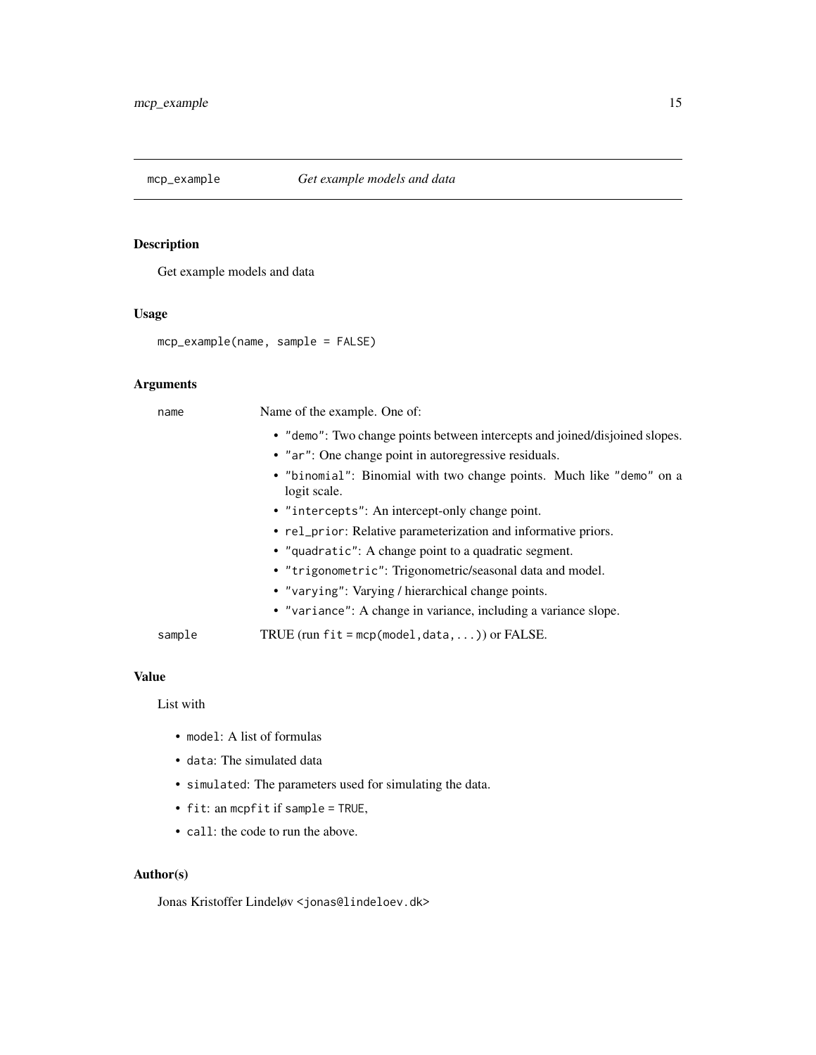## mcp_example — *Get example models and data*

### Description

Get example models and data

### Usage

```
mcp_example(name, sample = FALSE)
```

### Arguments

| | |
|---|---|
| `name` | Name of the example. One of:<br>• `"demo"`: Two change points between intercepts and joined/disjoined slopes.<br>• `"ar"`: One change point in autoregressive residuals.<br>• `"binomial"`: Binomial with two change points. Much like `"demo"` on a logit scale.<br>• `"intercepts"`: An intercept-only change point.<br>• `rel_prior`: Relative parameterization and informative priors.<br>• `"quadratic"`: A change point to a quadratic segment.<br>• `"trigonometric"`: Trigonometric/seasonal data and model.<br>• `"varying"`: Varying / hierarchical change points.<br>• `"variance"`: A change in variance, including a variance slope. |
| `sample` | TRUE (run `fit = mcp(model,data,...)`) or FALSE. |

### Value

List with

- `model`: A list of formulas
- `data`: The simulated data
- `simulated`: The parameters used for simulating the data.
- `fit`: an `mcpfit` if `sample = TRUE`,
- `call`: the code to run the above.

### Author(s)

Jonas Kristoffer Lindeløv `<jonas@lindeloev.dk>`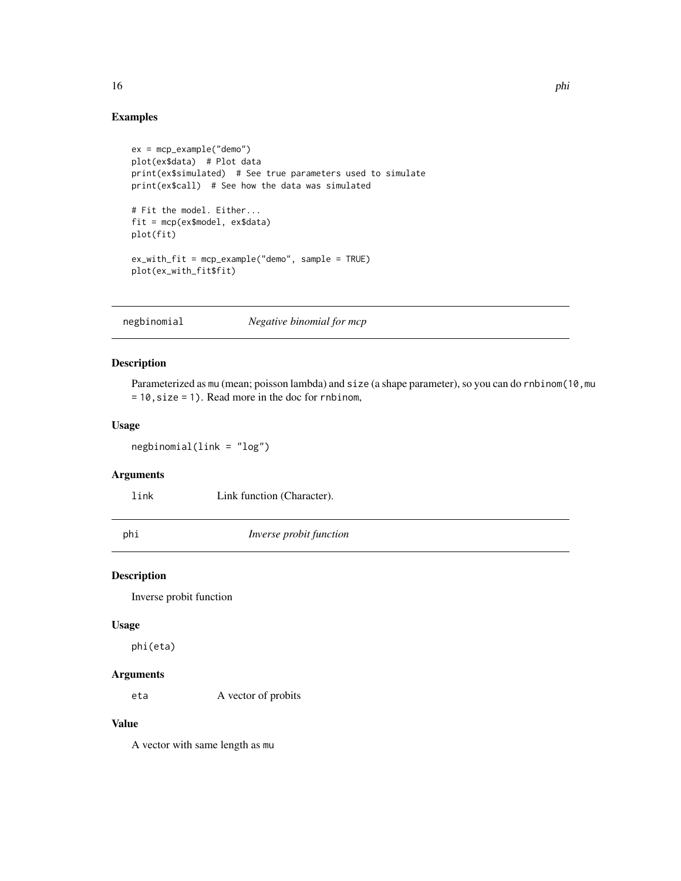## Examples

```
ex = mcp_example("demo")
plot(ex$data)  # Plot data
print(ex$simulated)  # See true parameters used to simulate
print(ex$call)  # See how the data was simulated

# Fit the model. Either...
fit = mcp(ex$model, ex$data)
plot(fit)

ex_with_fit = mcp_example("demo", sample = TRUE)
plot(ex_with_fit$fit)
```

---

# negbinomial *Negative binomial for mcp*

## Description

Parameterized as `mu` (mean; poisson lambda) and `size` (a shape parameter), so you can do `rnbinom(10,mu = 10,size = 1)`. Read more in the doc for `rnbinom`,

## Usage

```
negbinomial(link = "log")
```

## Arguments

| | |
|---|---|
| `link` | Link function (Character). |

---

# phi *Inverse probit function*

## Description

Inverse probit function

## Usage

```
phi(eta)
```

## Arguments

| | |
|---|---|
| `eta` | A vector of probits |

## Value

A vector with same length as `mu`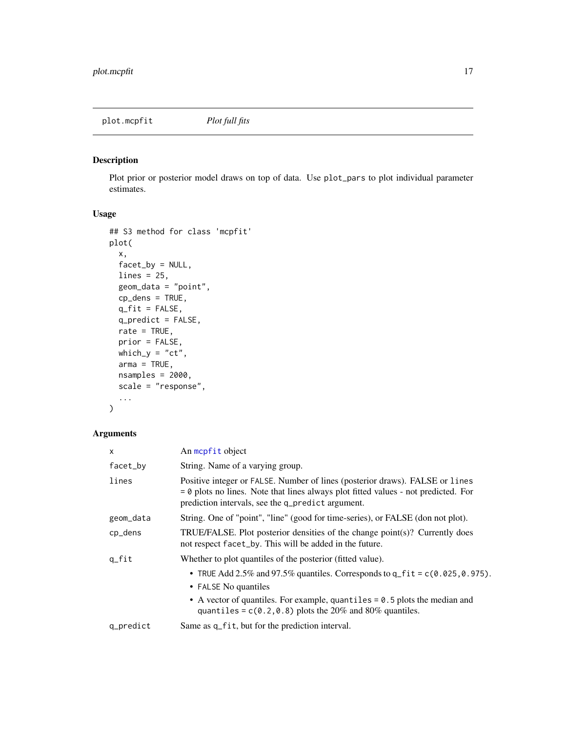## plot.mcpfit — *Plot full fits*

### Description

Plot prior or posterior model draws on top of data. Use `plot_pars` to plot individual parameter estimates.

### Usage

```
## S3 method for class 'mcpfit'
plot(
  x,
  facet_by = NULL,
  lines = 25,
  geom_data = "point",
  cp_dens = TRUE,
  q_fit = FALSE,
  q_predict = FALSE,
  rate = TRUE,
  prior = FALSE,
  which_y = "ct",
  arma = TRUE,
  nsamples = 2000,
  scale = "response",
  ...
)
```

### Arguments

| Argument | Description |
|---|---|
| `x` | An `mcpfit` object |
| `facet_by` | String. Name of a varying group. |
| `lines` | Positive integer or `FALSE`. Number of lines (posterior draws). FALSE or `lines = 0` plots no lines. Note that lines always plot fitted values - not predicted. For prediction intervals, see the `q_predict` argument. |
| `geom_data` | String. One of "point", "line" (good for time-series), or FALSE (don not plot). |
| `cp_dens` | TRUE/FALSE. Plot posterior densities of the change point(s)? Currently does not respect `facet_by`. This will be added in the future. |
| `q_fit` | Whether to plot quantiles of the posterior (fitted value). <br>• `TRUE` Add 2.5% and 97.5% quantiles. Corresponds to `q_fit = c(0.025,0.975)`. <br>• `FALSE` No quantiles <br>• A vector of quantiles. For example, `quantiles = 0.5` plots the median and `quantiles = c(0.2,0.8)` plots the 20% and 80% quantiles. |
| `q_predict` | Same as `q_fit`, but for the prediction interval. |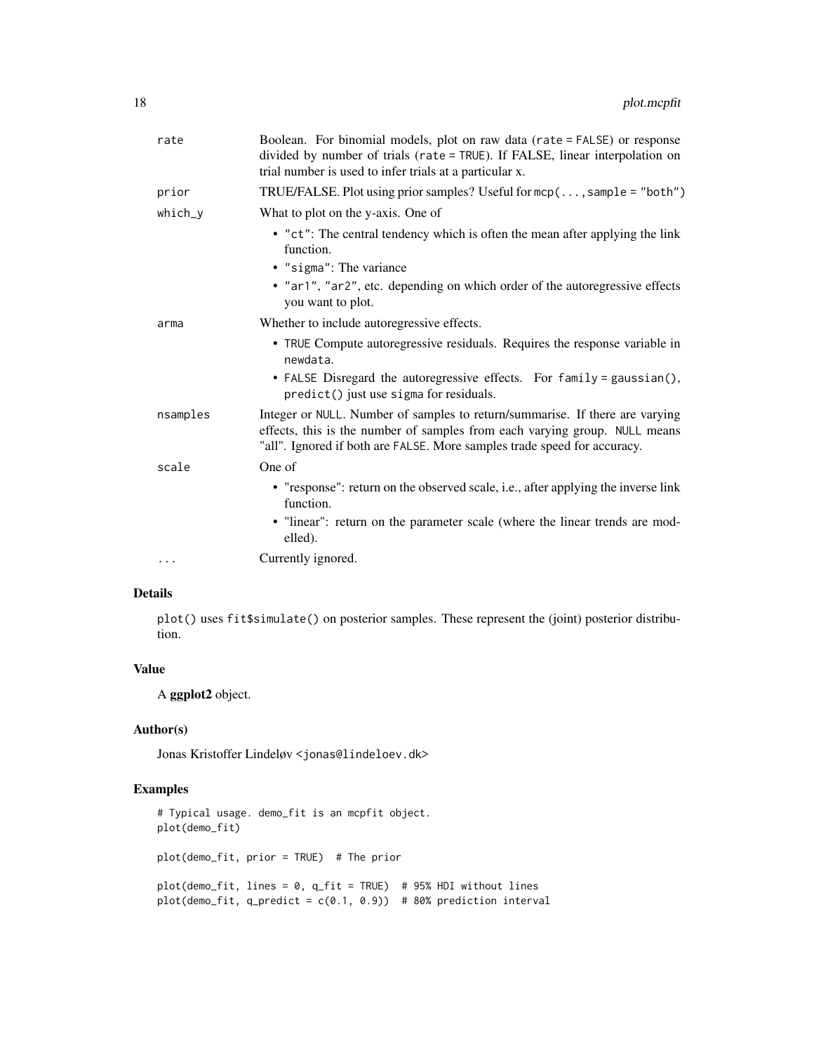| | |
|---|---|
| rate | Boolean. For binomial models, plot on raw data (rate = FALSE) or response divided by number of trials (rate = TRUE). If FALSE, linear interpolation on trial number is used to infer trials at a particular x. |
| prior | TRUE/FALSE. Plot using prior samples? Useful for mcp(..., sample = "both") |
| which_y | What to plot on the y-axis. One of<br>• "ct": The central tendency which is often the mean after applying the link function.<br>• "sigma": The variance<br>• "ar1", "ar2", etc. depending on which order of the autoregressive effects you want to plot. |
| arma | Whether to include autoregressive effects.<br>• TRUE Compute autoregressive residuals. Requires the response variable in newdata.<br>• FALSE Disregard the autoregressive effects. For family = gaussian(), predict() just use sigma for residuals. |
| nsamples | Integer or NULL. Number of samples to return/summarise. If there are varying effects, this is the number of samples from each varying group. NULL means "all". Ignored if both are FALSE. More samples trade speed for accuracy. |
| scale | One of<br>• "response": return on the observed scale, i.e., after applying the inverse link function.<br>• "linear": return on the parameter scale (where the linear trends are modelled). |
| ... | Currently ignored. |

## Details

plot() uses fit$simulate() on posterior samples. These represent the (joint) posterior distribution.

## Value

A **ggplot2** object.

## Author(s)

Jonas Kristoffer Lindeløv <jonas@lindeloev.dk>

## Examples

```
# Typical usage. demo_fit is an mcpfit object.
plot(demo_fit)

plot(demo_fit, prior = TRUE)  # The prior

plot(demo_fit, lines = 0, q_fit = TRUE)  # 95% HDI without lines
plot(demo_fit, q_predict = c(0.1, 0.9))  # 80% prediction interval
```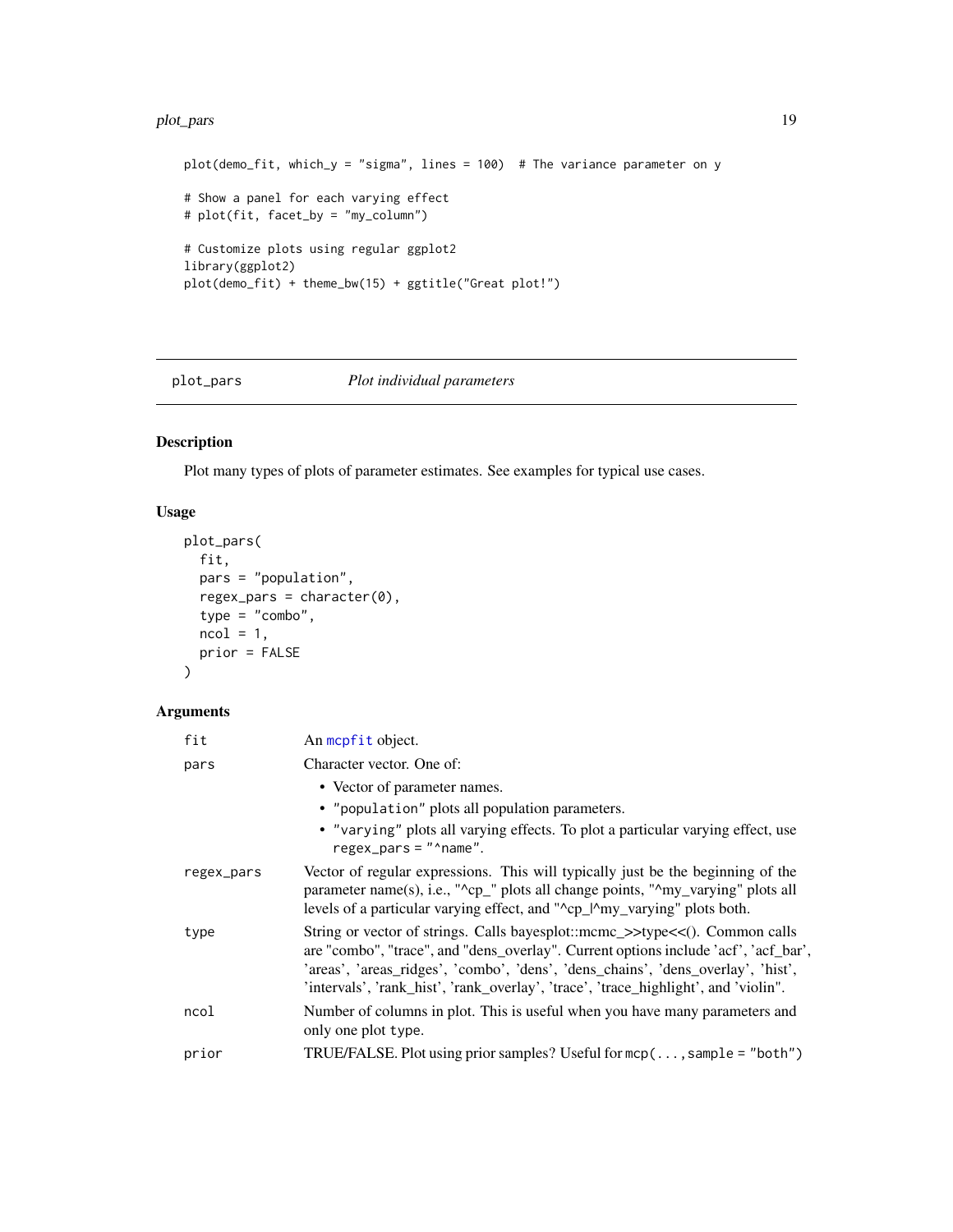```
plot(demo_fit, which_y = "sigma", lines = 100)  # The variance parameter on y

# Show a panel for each varying effect
# plot(fit, facet_by = "my_column")

# Customize plots using regular ggplot2
library(ggplot2)
plot(demo_fit) + theme_bw(15) + ggtitle("Great plot!")
```

## plot_pars *Plot individual parameters*

### Description

Plot many types of plots of parameter estimates. See examples for typical use cases.

### Usage

```
plot_pars(
  fit,
  pars = "population",
  regex_pars = character(0),
  type = "combo",
  ncol = 1,
  prior = FALSE
)
```

### Arguments

| | |
|---|---|
| `fit` | An `mcpfit` object. |
| `pars` | Character vector. One of:<br>• Vector of parameter names.<br>• `"population"` plots all population parameters.<br>• `"varying"` plots all varying effects. To plot a particular varying effect, use `regex_pars = "^name"`. |
| `regex_pars` | Vector of regular expressions. This will typically just be the beginning of the parameter name(s), i.e., "^cp_" plots all change points, "^my_varying" plots all levels of a particular varying effect, and "^cp_\|^my_varying" plots both. |
| `type` | String or vector of strings. Calls bayesplot::mcmc_>>type<<(). Common calls are "combo", "trace", and "dens_overlay". Current options include 'acf', 'acf_bar', 'areas', 'areas_ridges', 'combo', 'dens', 'dens_chains', 'dens_overlay', 'hist', 'intervals', 'rank_hist', 'rank_overlay', 'trace', 'trace_highlight', and 'violin'. |
| `ncol` | Number of columns in plot. This is useful when you have many parameters and only one plot `type`. |
| `prior` | TRUE/FALSE. Plot using prior samples? Useful for `mcp(..., sample = "both")` |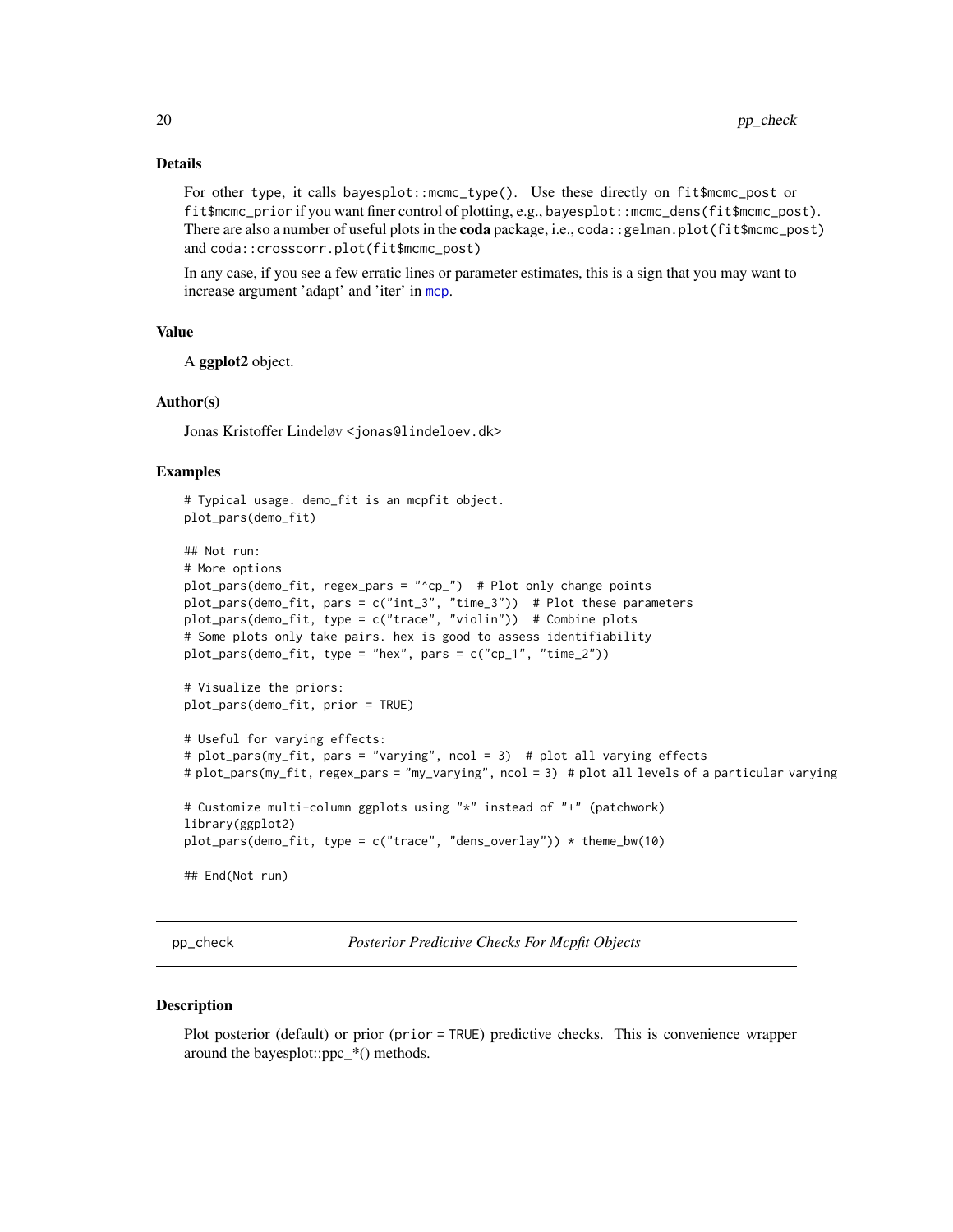## Details

For other type, it calls `bayesplot::mcmc_type()`. Use these directly on `fit$mcmc_post` or `fit$mcmc_prior` if you want finer control of plotting, e.g., `bayesplot::mcmc_dens(fit$mcmc_post)`. There are also a number of useful plots in the **coda** package, i.e., `coda::gelman.plot(fit$mcmc_post)` and `coda::crosscorr.plot(fit$mcmc_post)`

In any case, if you see a few erratic lines or parameter estimates, this is a sign that you may want to increase argument 'adapt' and 'iter' in mcp.

## Value

A **ggplot2** object.

## Author(s)

Jonas Kristoffer Lindeløv <jonas@lindeloev.dk>

## Examples

```
# Typical usage. demo_fit is an mcpfit object.
plot_pars(demo_fit)

## Not run:
# More options
plot_pars(demo_fit, regex_pars = "^cp_")  # Plot only change points
plot_pars(demo_fit, pars = c("int_3", "time_3"))  # Plot these parameters
plot_pars(demo_fit, type = c("trace", "violin"))  # Combine plots
# Some plots only take pairs. hex is good to assess identifiability
plot_pars(demo_fit, type = "hex", pars = c("cp_1", "time_2"))

# Visualize the priors:
plot_pars(demo_fit, prior = TRUE)

# Useful for varying effects:
# plot_pars(my_fit, pars = "varying", ncol = 3)  # plot all varying effects
# plot_pars(my_fit, regex_pars = "my_varying", ncol = 3) # plot all levels of a particular varying

# Customize multi-column ggplots using "*" instead of "+" (patchwork)
library(ggplot2)
plot_pars(demo_fit, type = c("trace", "dens_overlay")) * theme_bw(10)

## End(Not run)
```

---

# pp_check    *Posterior Predictive Checks For Mcpfit Objects*

---

## Description

Plot posterior (default) or prior (`prior = TRUE`) predictive checks. This is convenience wrapper around the bayesplot::ppc_*() methods.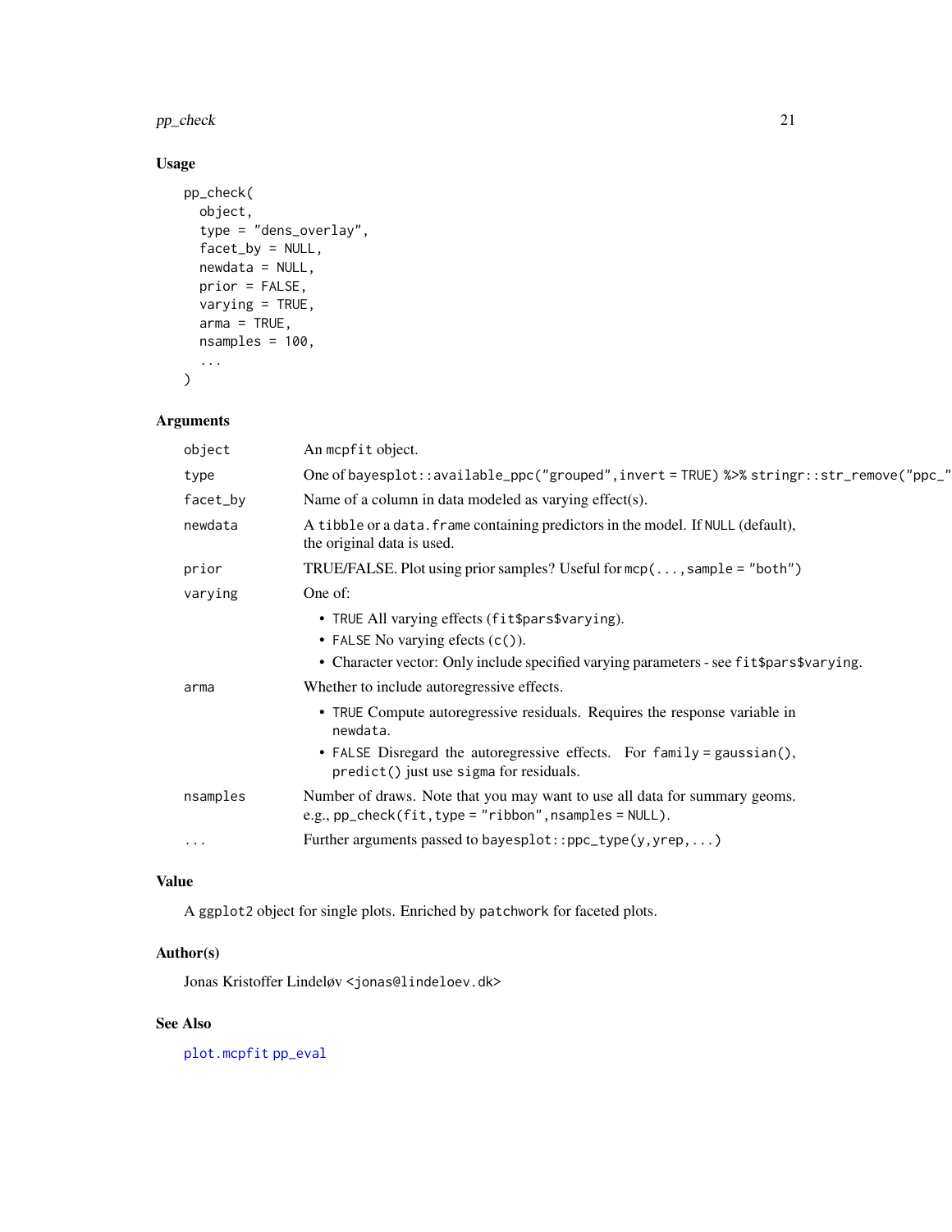## Usage

```
pp_check(
  object,
  type = "dens_overlay",
  facet_by = NULL,
  newdata = NULL,
  prior = FALSE,
  varying = TRUE,
  arma = TRUE,
  nsamples = 100,
  ...
)
```

## Arguments

| | |
|---|---|
| object | An mcpfit object. |
| type | One of bayesplot::available_ppc("grouped",invert = TRUE) %>% stringr::str_remove("ppc_" |
| facet_by | Name of a column in data modeled as varying effect(s). |
| newdata | A tibble or a data.frame containing predictors in the model. If NULL (default), the original data is used. |
| prior | TRUE/FALSE. Plot using prior samples? Useful for mcp(...,sample = "both") |
| varying | One of:<br>• TRUE All varying effects (fit$pars$varying).<br>• FALSE No varying efects (c()).<br>• Character vector: Only include specified varying parameters - see fit$pars$varying. |
| arma | Whether to include autoregressive effects.<br>• TRUE Compute autoregressive residuals. Requires the response variable in newdata.<br>• FALSE Disregard the autoregressive effects. For family = gaussian(), predict() just use sigma for residuals. |
| nsamples | Number of draws. Note that you may want to use all data for summary geoms. e.g., pp_check(fit,type = "ribbon",nsamples = NULL). |
| ... | Further arguments passed to bayesplot::ppc_type(y,yrep,...) |

## Value

A ggplot2 object for single plots. Enriched by patchwork for faceted plots.

## Author(s)

Jonas Kristoffer Lindeløv <jonas@lindeloev.dk>

## See Also

plot.mcpfit pp_eval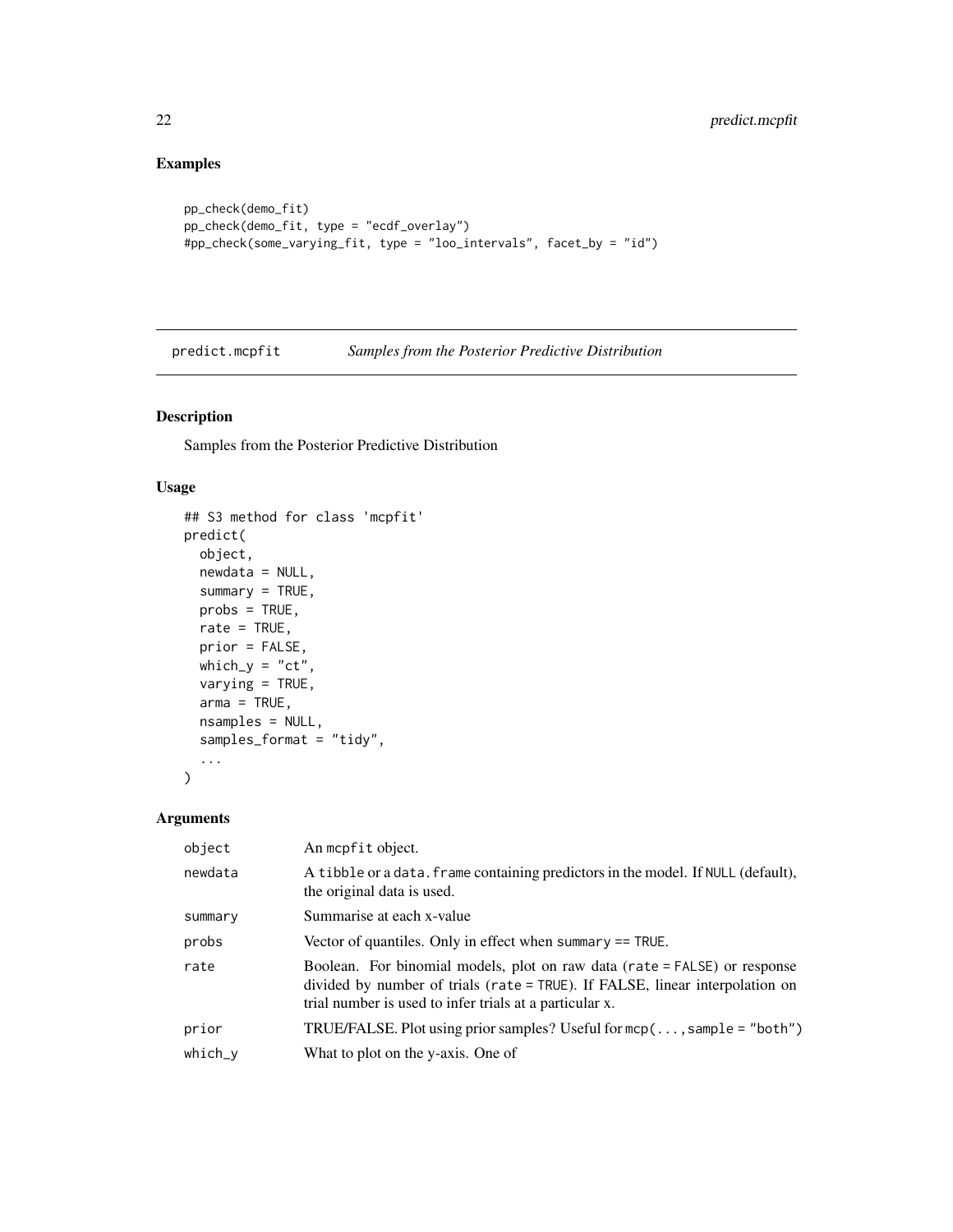## Examples

```
pp_check(demo_fit)
pp_check(demo_fit, type = "ecdf_overlay")
#pp_check(some_varying_fit, type = "loo_intervals", facet_by = "id")
```

---

predict.mcpfit *Samples from the Posterior Predictive Distribution*

---

### Description

Samples from the Posterior Predictive Distribution

### Usage

```
## S3 method for class 'mcpfit'
predict(
  object,
  newdata = NULL,
  summary = TRUE,
  probs = TRUE,
  rate = TRUE,
  prior = FALSE,
  which_y = "ct",
  varying = TRUE,
  arma = TRUE,
  nsamples = NULL,
  samples_format = "tidy",
  ...
)
```

### Arguments

| | |
|---|---|
| object | An mcpfit object. |
| newdata | A tibble or a data.frame containing predictors in the model. If NULL (default), the original data is used. |
| summary | Summarise at each x-value |
| probs | Vector of quantiles. Only in effect when summary == TRUE. |
| rate | Boolean. For binomial models, plot on raw data (rate = FALSE) or response divided by number of trials (rate = TRUE). If FALSE, linear interpolation on trial number is used to infer trials at a particular x. |
| prior | TRUE/FALSE. Plot using prior samples? Useful for mcp(..., sample = "both") |
| which_y | What to plot on the y-axis. One of |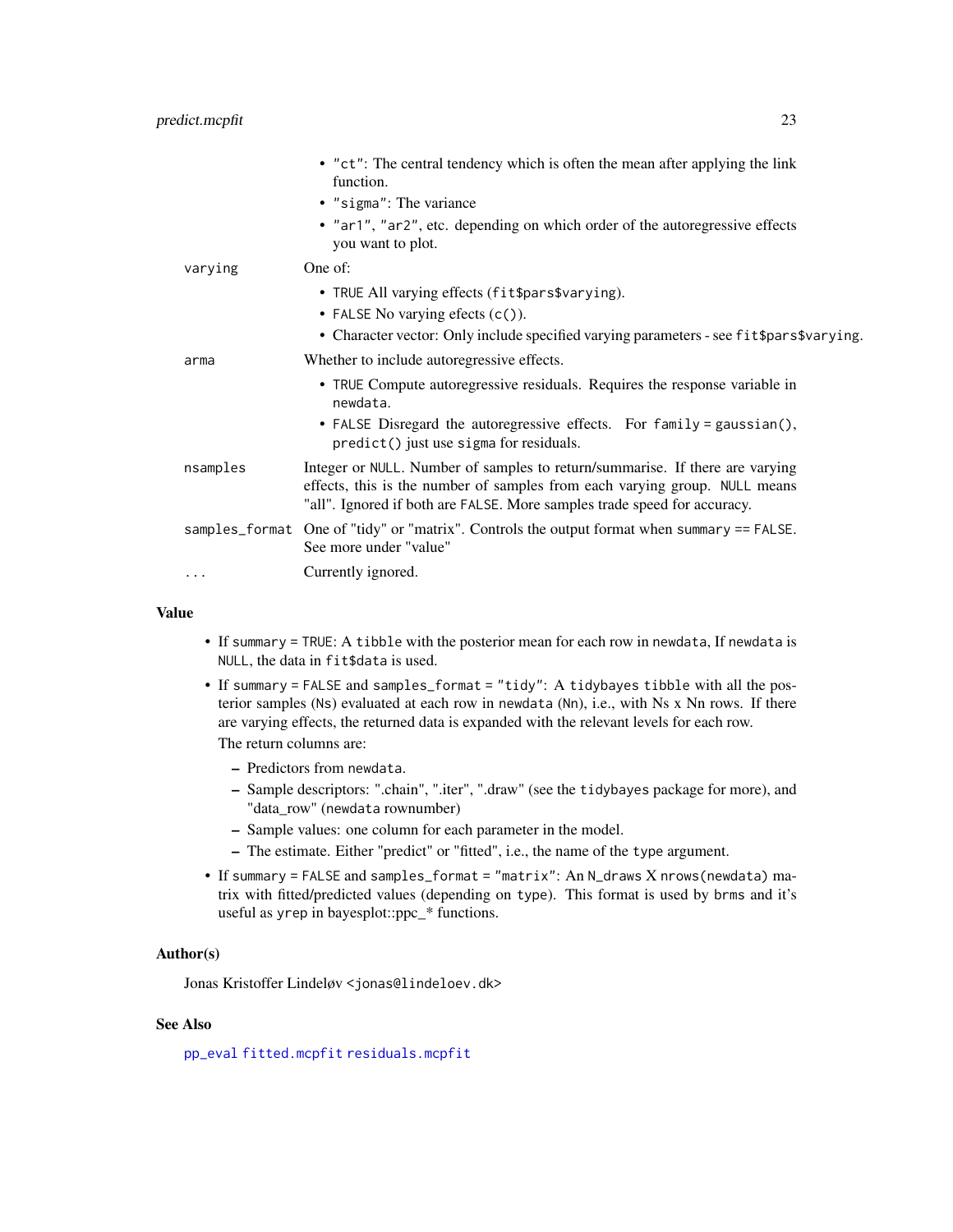- "ct": The central tendency which is often the mean after applying the link function.
- "sigma": The variance
- "ar1", "ar2", etc. depending on which order of the autoregressive effects you want to plot.

| | |
|---|---|
| varying | One of:<br>• TRUE All varying effects (fit$pars$varying).<br>• FALSE No varying efects (c()).<br>• Character vector: Only include specified varying parameters - see fit$pars$varying. |
| arma | Whether to include autoregressive effects.<br>• TRUE Compute autoregressive residuals. Requires the response variable in newdata.<br>• FALSE Disregard the autoregressive effects. For family = gaussian(), predict() just use sigma for residuals. |
| nsamples | Integer or NULL. Number of samples to return/summarise. If there are varying effects, this is the number of samples from each varying group. NULL means "all". Ignored if both are FALSE. More samples trade speed for accuracy. |
| samples_format | One of "tidy" or "matrix". Controls the output format when summary == FALSE. See more under "value" |
| ... | Currently ignored. |

## Value

- If summary = TRUE: A tibble with the posterior mean for each row in newdata, If newdata is NULL, the data in fit$data is used.
- If summary = FALSE and samples_format = "tidy": A tidybayes tibble with all the posterior samples (Ns) evaluated at each row in newdata (Nn), i.e., with Ns x Nn rows. If there are varying effects, the returned data is expanded with the relevant levels for each row.

  The return columns are:
  - Predictors from newdata.
  - Sample descriptors: ".chain", ".iter", ".draw" (see the tidybayes package for more), and "data_row" (newdata rownumber)
  - Sample values: one column for each parameter in the model.
  - The estimate. Either "predict" or "fitted", i.e., the name of the type argument.
- If summary = FALSE and samples_format = "matrix": An N_draws X nrows(newdata) matrix with fitted/predicted values (depending on type). This format is used by brms and it's useful as yrep in bayesplot::ppc_* functions.

## Author(s)

Jonas Kristoffer Lindeløv <jonas@lindeloev.dk>

## See Also

pp_eval fitted.mcpfit residuals.mcpfit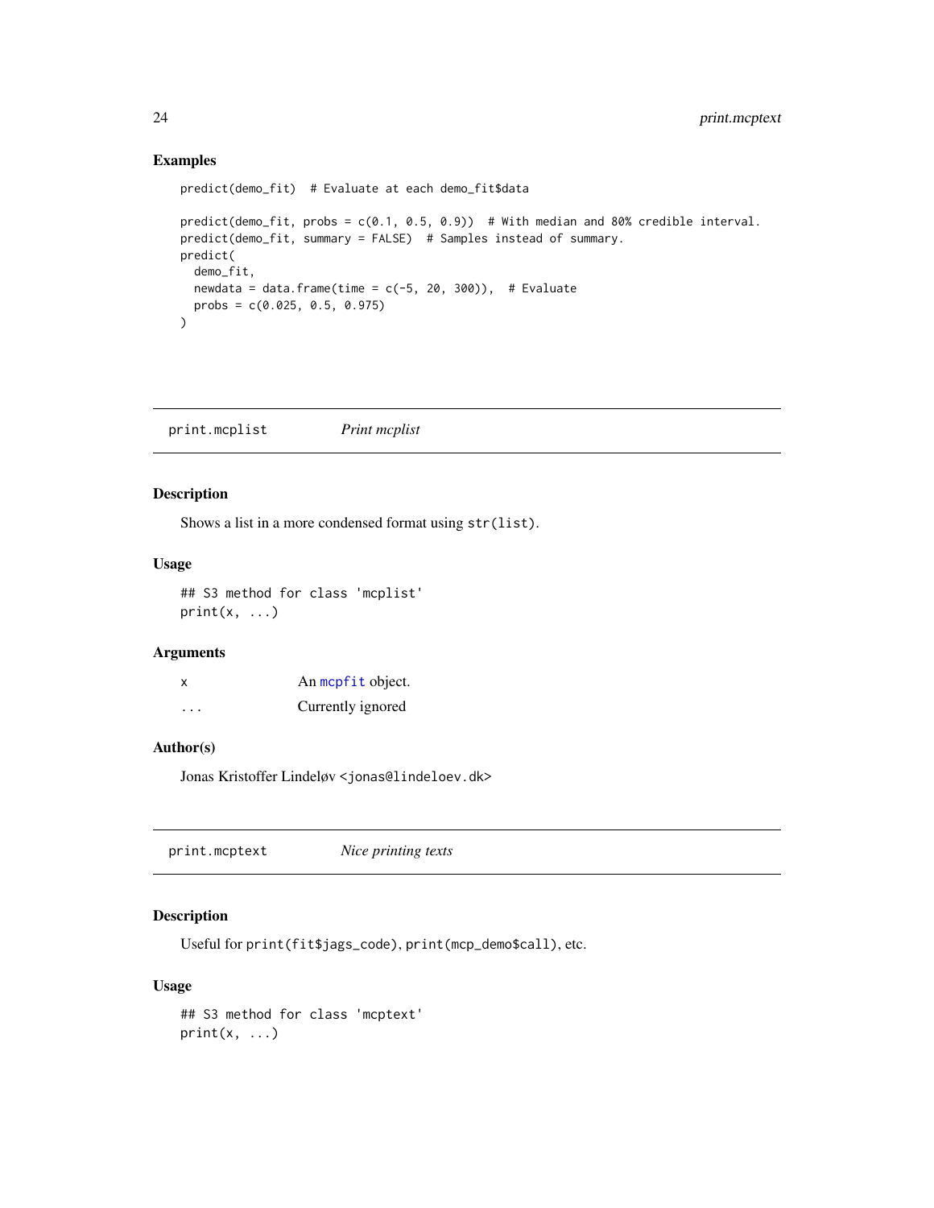### Examples

```
predict(demo_fit)  # Evaluate at each demo_fit$data

predict(demo_fit, probs = c(0.1, 0.5, 0.9))  # With median and 80% credible interval.
predict(demo_fit, summary = FALSE)  # Samples instead of summary.
predict(
  demo_fit,
  newdata = data.frame(time = c(-5, 20, 300)),  # Evaluate
  probs = c(0.025, 0.5, 0.975)
)
```

---

## print.mcplist — *Print mcplist*

### Description

Shows a list in a more condensed format using `str(list)`.

### Usage

```
## S3 method for class 'mcplist'
print(x, ...)
```

### Arguments

| | |
|---|---|
| x | An `mcpfit` object. |
| ... | Currently ignored |

### Author(s)

Jonas Kristoffer Lindeløv <jonas@lindeloev.dk>

---

## print.mcptext — *Nice printing texts*

### Description

Useful for `print(fit$jags_code)`, `print(mcp_demo$call)`, etc.

### Usage

```
## S3 method for class 'mcptext'
print(x, ...)
```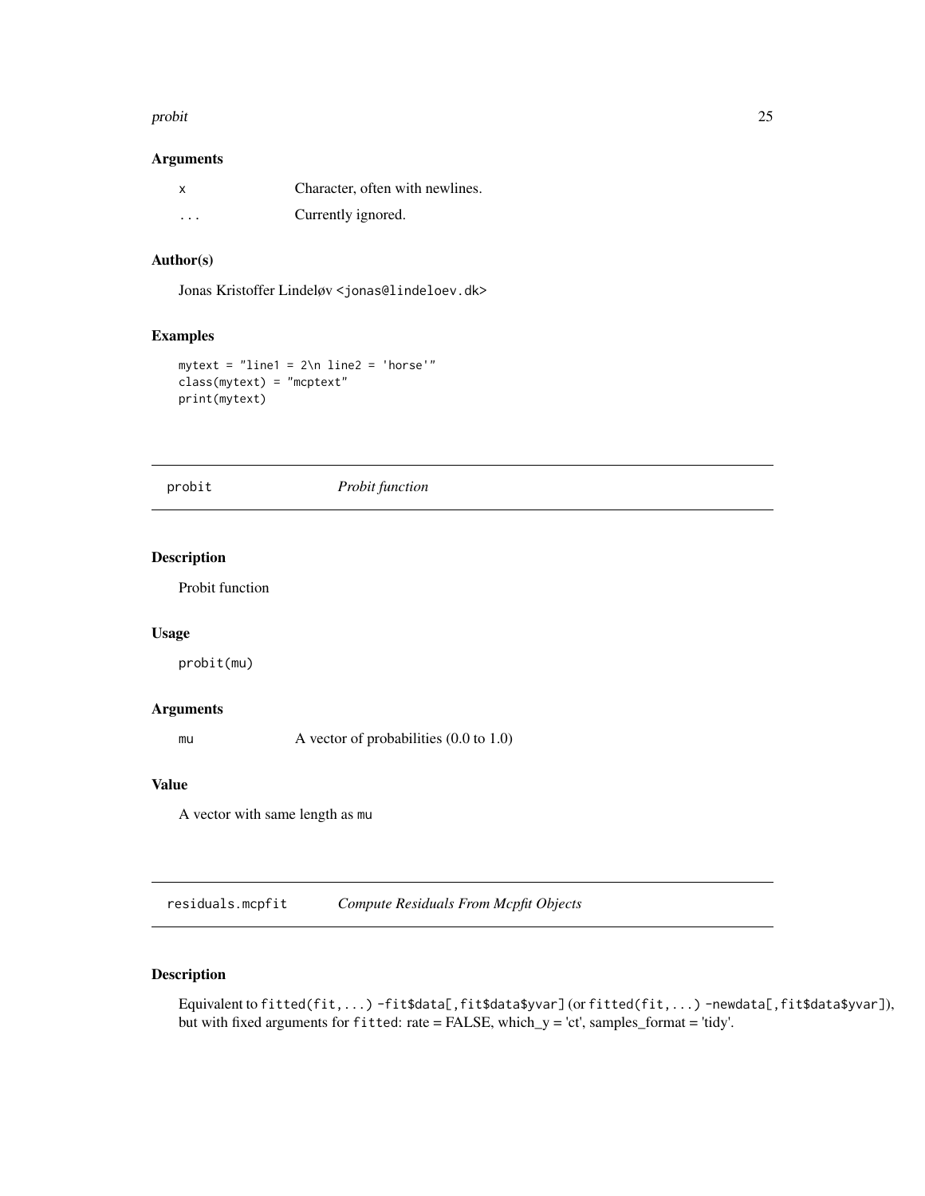### Arguments

| | |
|---|---|
| x | Character, often with newlines. |
| ... | Currently ignored. |

### Author(s)

Jonas Kristoffer Lindeløv <jonas@lindeloev.dk>

### Examples

```
mytext = "line1 = 2\n line2 = 'horse'"
class(mytext) = "mcptext"
print(mytext)
```

---

## probit *Probit function*

### Description

Probit function

### Usage

```
probit(mu)
```

### Arguments

| | |
|---|---|
| mu | A vector of probabilities (0.0 to 1.0) |

### Value

A vector with same length as mu

---

## residuals.mcpfit *Compute Residuals From Mcpfit Objects*

### Description

Equivalent to `fitted(fit,...) -fit$data[,fit$data$yvar]` (or `fitted(fit,...) -newdata[,fit$data$yvar]`), but with fixed arguments for `fitted`: rate = FALSE, which_y = 'ct', samples_format = 'tidy'.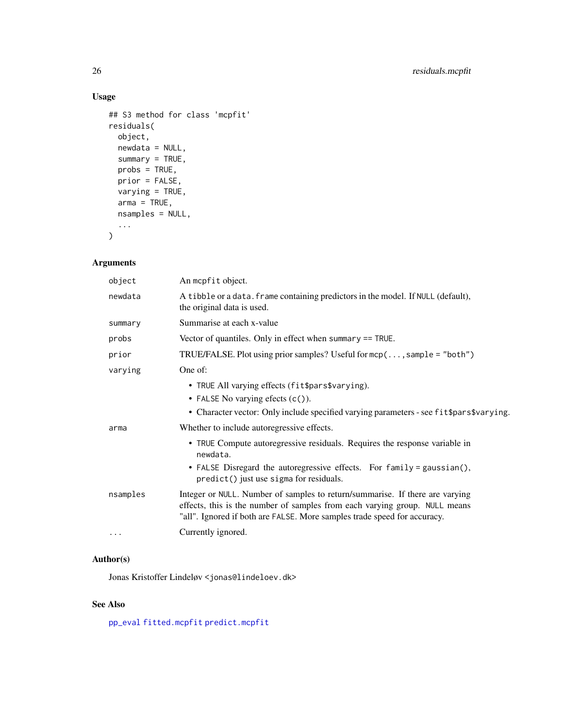### Usage

```
## S3 method for class 'mcpfit'
residuals(
  object,
  newdata = NULL,
  summary = TRUE,
  probs = TRUE,
  prior = FALSE,
  varying = TRUE,
  arma = TRUE,
  nsamples = NULL,
  ...
)
```

### Arguments

| | |
|---|---|
| `object` | An `mcpfit` object. |
| `newdata` | A `tibble` or a `data.frame` containing predictors in the model. If `NULL` (default), the original data is used. |
| `summary` | Summarise at each x-value |
| `probs` | Vector of quantiles. Only in effect when `summary == TRUE`. |
| `prior` | TRUE/FALSE. Plot using prior samples? Useful for `mcp(..., sample = "both")` |
| `varying` | One of:<br>• `TRUE` All varying effects (`fit$pars$varying`).<br>• `FALSE` No varying efects (`c()`).<br>• Character vector: Only include specified varying parameters - see `fit$pars$varying`. |
| `arma` | Whether to include autoregressive effects.<br>• `TRUE` Compute autoregressive residuals. Requires the response variable in `newdata`.<br>• `FALSE` Disregard the autoregressive effects. For `family = gaussian()`, `predict()` just use `sigma` for residuals. |
| `nsamples` | Integer or `NULL`. Number of samples to return/summarise. If there are varying effects, this is the number of samples from each varying group. `NULL` means "all". Ignored if both are `FALSE`. More samples trade speed for accuracy. |
| `...` | Currently ignored. |

### Author(s)

Jonas Kristoffer Lindeløv <jonas@lindeloev.dk>

### See Also

`pp_eval` `fitted.mcpfit` `predict.mcpfit`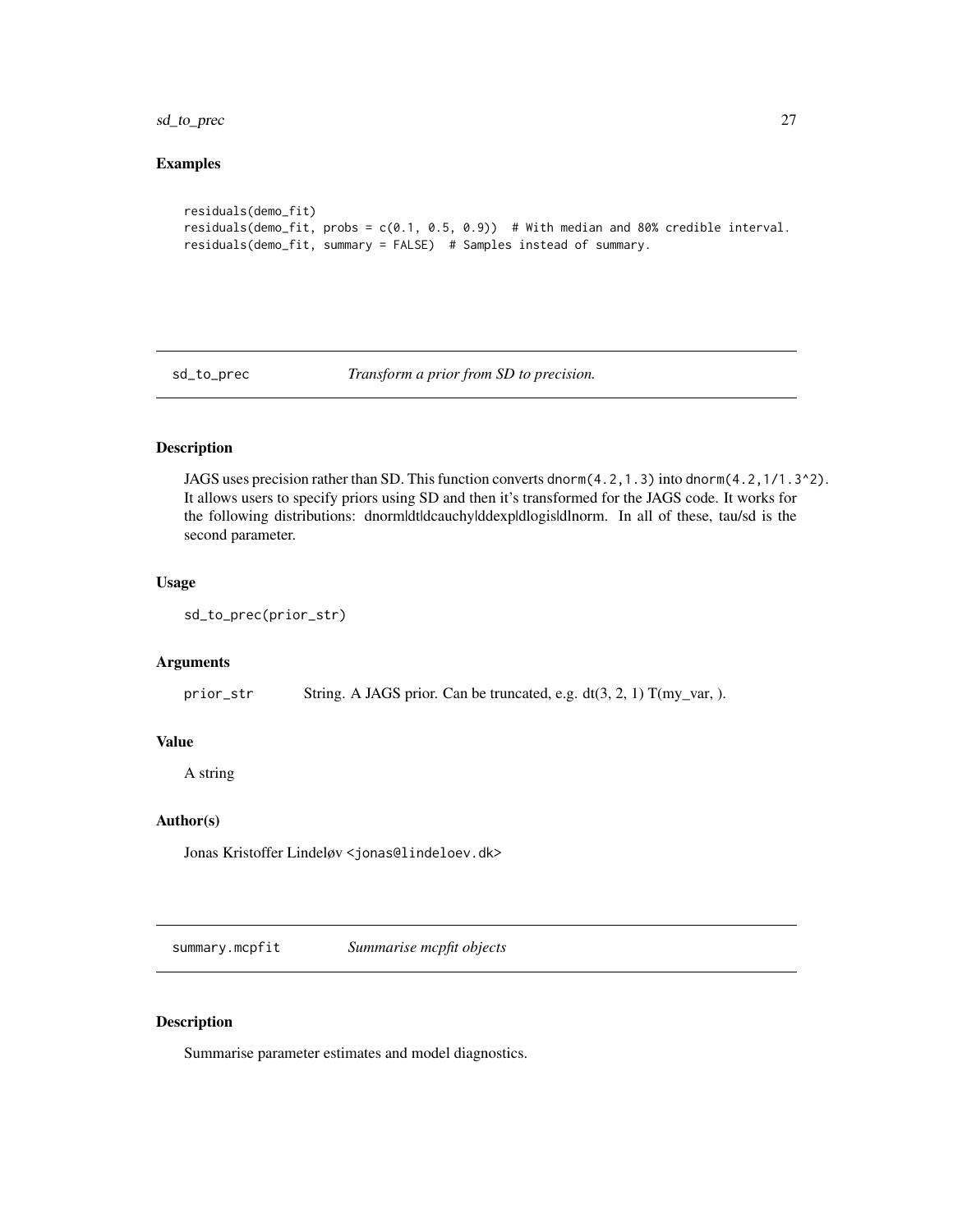### Examples

```
residuals(demo_fit)
residuals(demo_fit, probs = c(0.1, 0.5, 0.9))  # With median and 80% credible interval.
residuals(demo_fit, summary = FALSE)  # Samples instead of summary.
```

---

## sd_to_prec    *Transform a prior from SD to precision.*

---

### Description

JAGS uses precision rather than SD. This function converts `dnorm(4.2,1.3)` into `dnorm(4.2,1/1.3^2)`. It allows users to specify priors using SD and then it's transformed for the JAGS code. It works for the following distributions: dnorm|dt|dcauchy|ddexp|dlogis|dlnorm. In all of these, tau/sd is the second parameter.

### Usage

```
sd_to_prec(prior_str)
```

### Arguments

| | |
|---|---|
| `prior_str` | String. A JAGS prior. Can be truncated, e.g. dt(3, 2, 1) T(my_var, ). |

### Value

A string

### Author(s)

Jonas Kristoffer Lindeløv <jonas@lindeloev.dk>

---

## summary.mcpfit    *Summarise mcpfit objects*

---

### Description

Summarise parameter estimates and model diagnostics.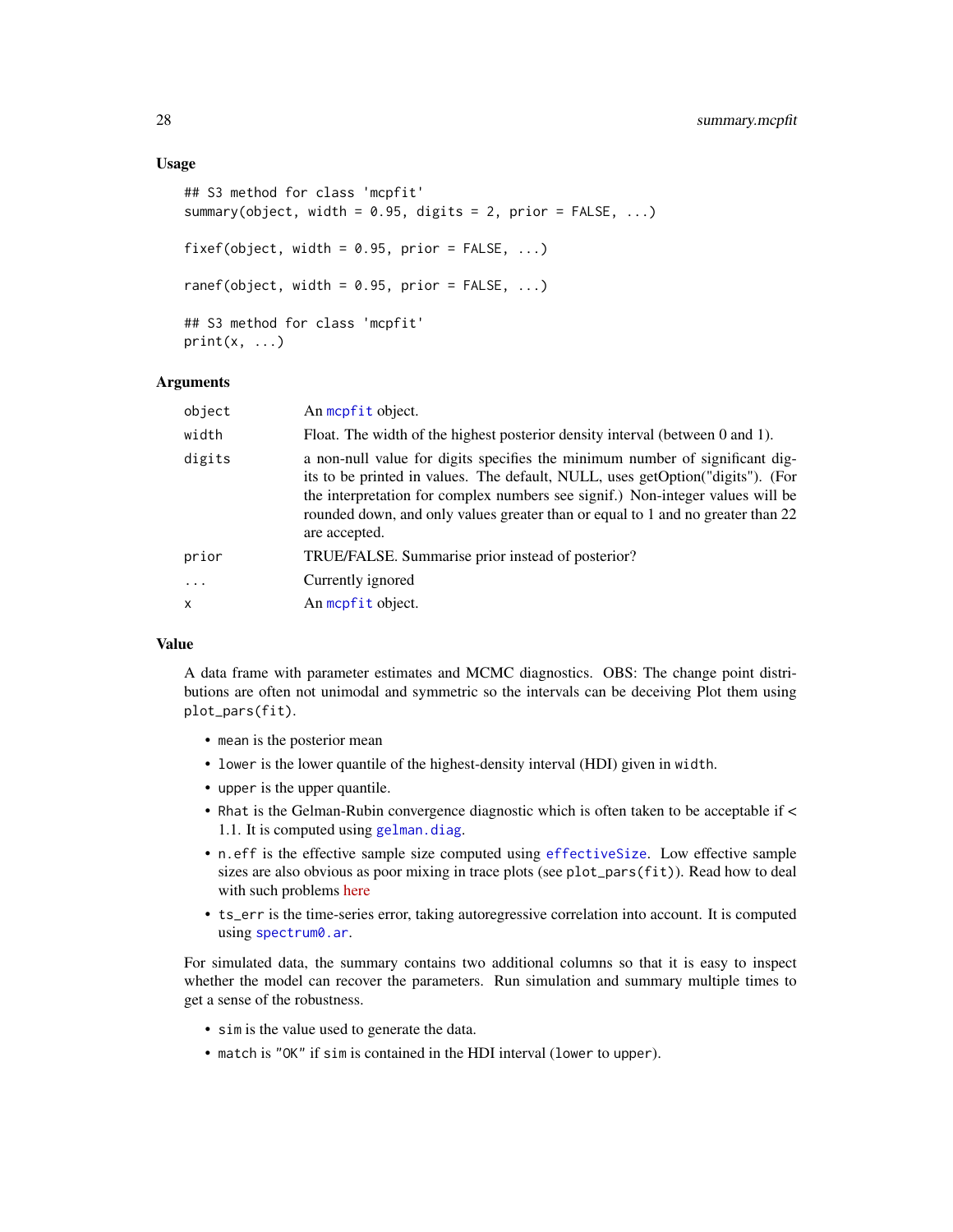### Usage

```
## S3 method for class 'mcpfit'
summary(object, width = 0.95, digits = 2, prior = FALSE, ...)

fixef(object, width = 0.95, prior = FALSE, ...)

ranef(object, width = 0.95, prior = FALSE, ...)

## S3 method for class 'mcpfit'
print(x, ...)
```

### Arguments

| | |
|---|---|
| `object` | An `mcpfit` object. |
| `width` | Float. The width of the highest posterior density interval (between 0 and 1). |
| `digits` | a non-null value for digits specifies the minimum number of significant digits to be printed in values. The default, NULL, uses getOption("digits"). (For the interpretation for complex numbers see signif.) Non-integer values will be rounded down, and only values greater than or equal to 1 and no greater than 22 are accepted. |
| `prior` | TRUE/FALSE. Summarise prior instead of posterior? |
| `...` | Currently ignored |
| `x` | An `mcpfit` object. |

### Value

A data frame with parameter estimates and MCMC diagnostics. OBS: The change point distributions are often not unimodal and symmetric so the intervals can be deceiving Plot them using `plot_pars(fit)`.

- `mean` is the posterior mean
- `lower` is the lower quantile of the highest-density interval (HDI) given in `width`.
- `upper` is the upper quantile.
- `Rhat` is the Gelman-Rubin convergence diagnostic which is often taken to be acceptable if < 1.1. It is computed using `gelman.diag`.
- `n.eff` is the effective sample size computed using `effectiveSize`. Low effective sample sizes are also obvious as poor mixing in trace plots (see `plot_pars(fit)`). Read how to deal with such problems here
- `ts_err` is the time-series error, taking autoregressive correlation into account. It is computed using `spectrum0.ar`.

For simulated data, the summary contains two additional columns so that it is easy to inspect whether the model can recover the parameters. Run simulation and summary multiple times to get a sense of the robustness.

- `sim` is the value used to generate the data.
- `match` is `"OK"` if `sim` is contained in the HDI interval (`lower` to `upper`).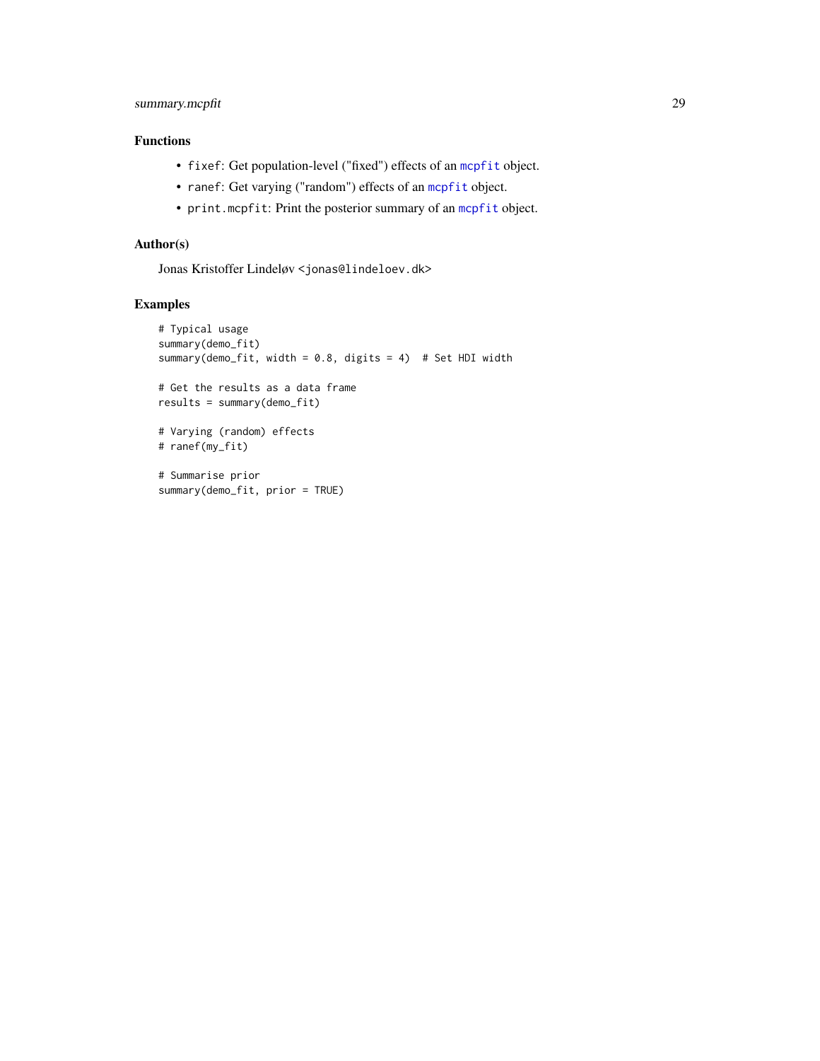## Functions

- `fixef`: Get population-level ("fixed") effects of an `mcpfit` object.
- `ranef`: Get varying ("random") effects of an `mcpfit` object.
- `print.mcpfit`: Print the posterior summary of an `mcpfit` object.

## Author(s)

Jonas Kristoffer Lindeløv <jonas@lindeloev.dk>

## Examples

```
# Typical usage
summary(demo_fit)
summary(demo_fit, width = 0.8, digits = 4)  # Set HDI width

# Get the results as a data frame
results = summary(demo_fit)

# Varying (random) effects
# ranef(my_fit)

# Summarise prior
summary(demo_fit, prior = TRUE)
```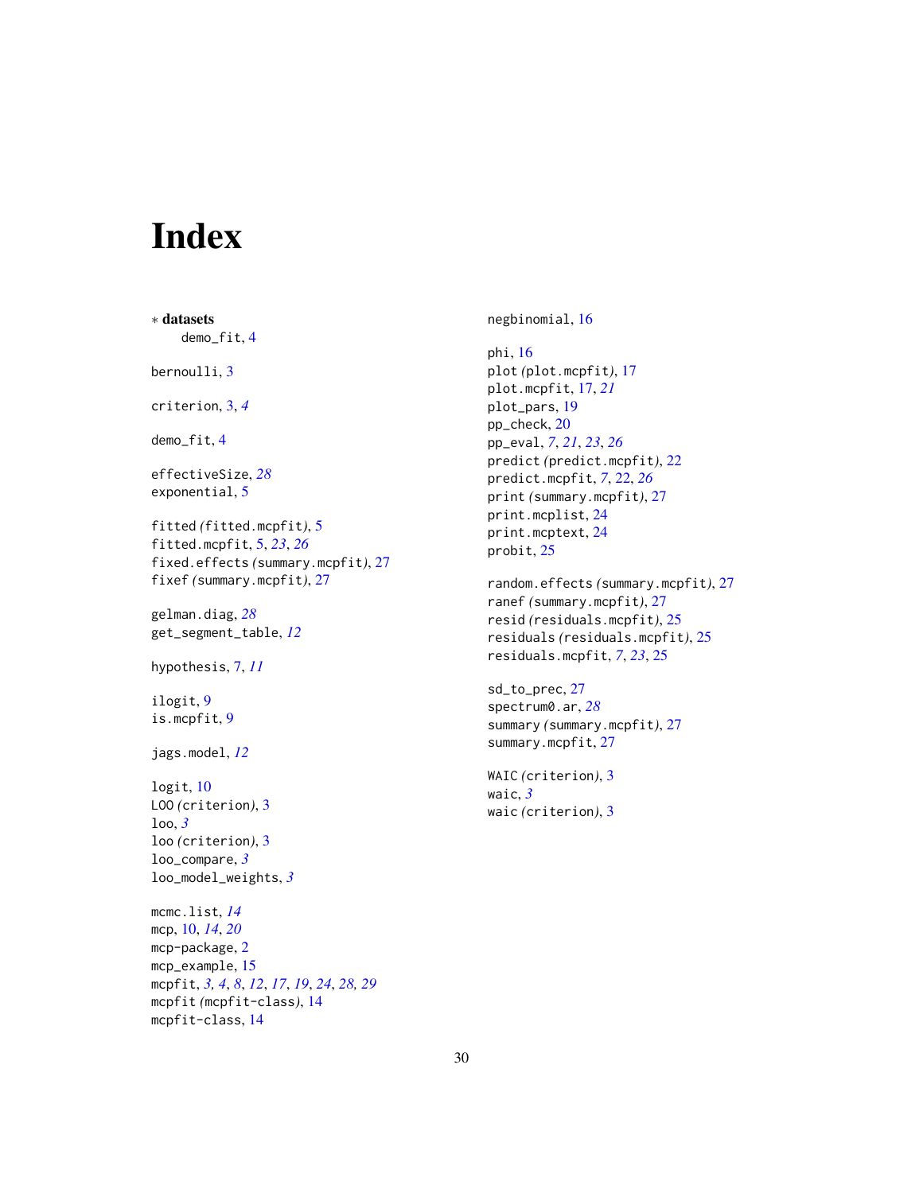# Index

* **datasets**
  demo_fit, 4

bernoulli, 3

criterion, 3, *4*

demo_fit, 4

effectiveSize, *28*
exponential, 5

fitted *(*fitted.mcpfit*)*, 5
fitted.mcpfit, 5, *23*, *26*
fixed.effects *(*summary.mcpfit*)*, 27
fixef *(*summary.mcpfit*)*, 27

gelman.diag, *28*
get_segment_table, *12*

hypothesis, 7, *11*

ilogit, 9
is.mcpfit, 9

jags.model, *12*

logit, 10
LOO *(*criterion*)*, 3
loo, *3*
loo *(*criterion*)*, 3
loo_compare, *3*
loo_model_weights, *3*

mcmc.list, *14*
mcp, 10, *14*, *20*
mcp-package, 2
mcp_example, 15
mcpfit, *3*, *4*, *8*, *12*, *17*, *19*, *24*, *28*, *29*
mcpfit *(*mcpfit-class*)*, 14
mcpfit-class, 14

negbinomial, 16

phi, 16
plot *(*plot.mcpfit*)*, 17
plot.mcpfit, 17, *21*
plot_pars, 19
pp_check, 20
pp_eval, *7*, *21*, *23*, *26*
predict *(*predict.mcpfit*)*, 22
predict.mcpfit, *7*, 22, *26*
print *(*summary.mcpfit*)*, 27
print.mcplist, 24
print.mcptext, 24
probit, 25

random.effects *(*summary.mcpfit*)*, 27
ranef *(*summary.mcpfit*)*, 27
resid *(*residuals.mcpfit*)*, 25
residuals *(*residuals.mcpfit*)*, 25
residuals.mcpfit, *7*, *23*, 25

sd_to_prec, 27
spectrum0.ar, *28*
summary *(*summary.mcpfit*)*, 27
summary.mcpfit, 27

WAIC *(*criterion*)*, 3
waic, *3*
waic *(*criterion*)*, 3